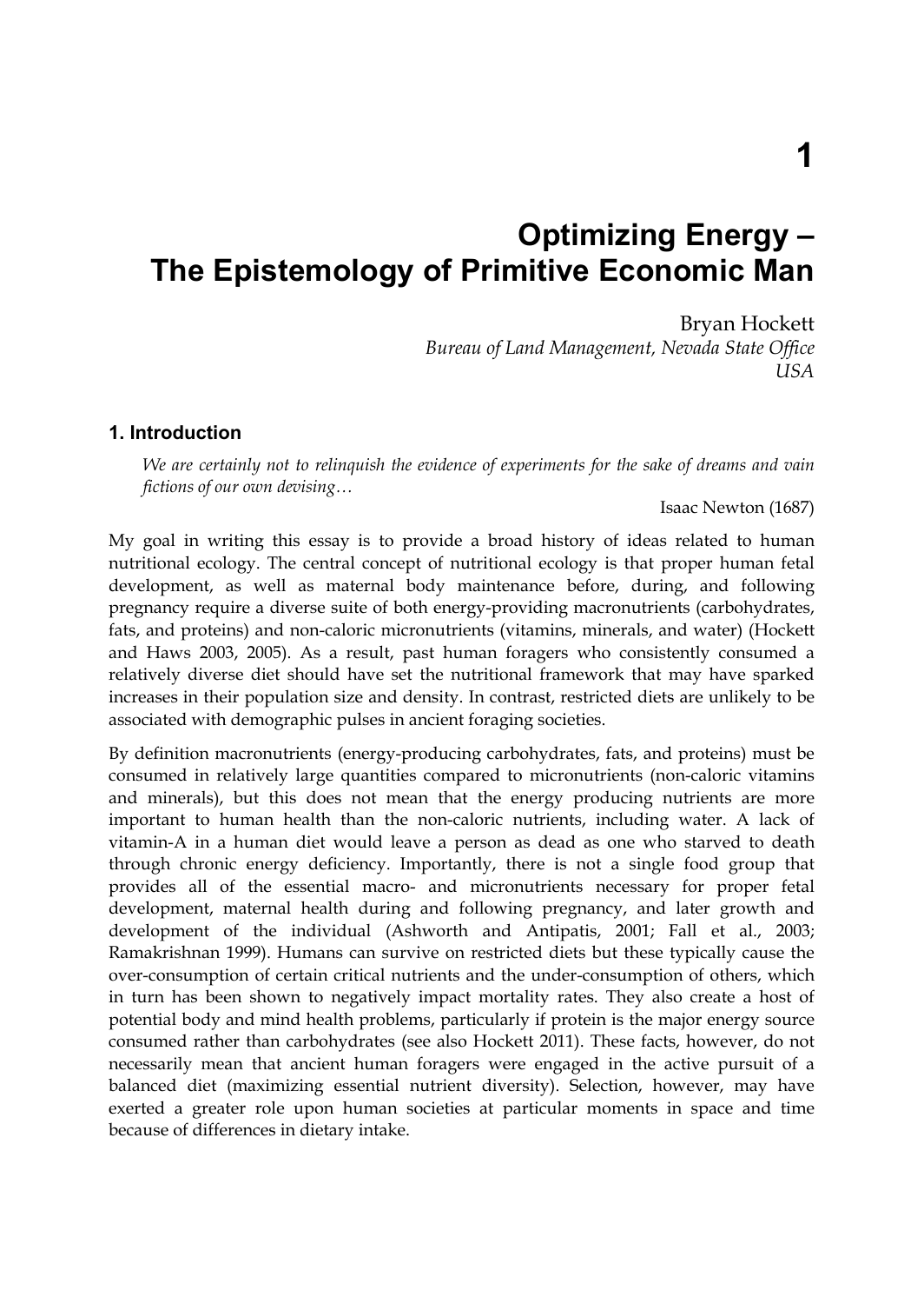# 1

# Optimizing Energy – The Epistemology of Primitive Economic Man

Bryan Hockett

*Bureau of Land Management, Nevada State Office*
*USA*

## 1. Introduction

*We are certainly not to relinquish the evidence of experiments for the sake of dreams and vain fictions of our own devising…*

Isaac Newton (1687)

My goal in writing this essay is to provide a broad history of ideas related to human nutritional ecology. The central concept of nutritional ecology is that proper human fetal development, as well as maternal body maintenance before, during, and following pregnancy require a diverse suite of both energy-providing macronutrients (carbohydrates, fats, and proteins) and non-caloric micronutrients (vitamins, minerals, and water) (Hockett and Haws 2003, 2005). As a result, past human foragers who consistently consumed a relatively diverse diet should have set the nutritional framework that may have sparked increases in their population size and density. In contrast, restricted diets are unlikely to be associated with demographic pulses in ancient foraging societies.

By definition macronutrients (energy-producing carbohydrates, fats, and proteins) must be consumed in relatively large quantities compared to micronutrients (non-caloric vitamins and minerals), but this does not mean that the energy producing nutrients are more important to human health than the non-caloric nutrients, including water. A lack of vitamin-A in a human diet would leave a person as dead as one who starved to death through chronic energy deficiency. Importantly, there is not a single food group that provides all of the essential macro- and micronutrients necessary for proper fetal development, maternal health during and following pregnancy, and later growth and development of the individual (Ashworth and Antipatis, 2001; Fall et al., 2003; Ramakrishnan 1999). Humans can survive on restricted diets but these typically cause the over-consumption of certain critical nutrients and the under-consumption of others, which in turn has been shown to negatively impact mortality rates. They also create a host of potential body and mind health problems, particularly if protein is the major energy source consumed rather than carbohydrates (see also Hockett 2011). These facts, however, do not necessarily mean that ancient human foragers were engaged in the active pursuit of a balanced diet (maximizing essential nutrient diversity). Selection, however, may have exerted a greater role upon human societies at particular moments in space and time because of differences in dietary intake.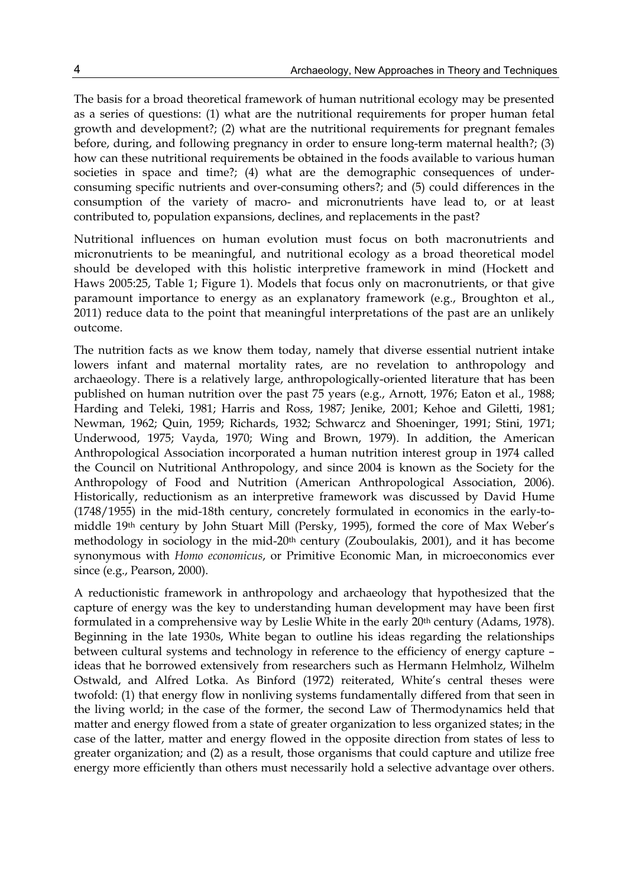The basis for a broad theoretical framework of human nutritional ecology may be presented as a series of questions: (1) what are the nutritional requirements for proper human fetal growth and development?; (2) what are the nutritional requirements for pregnant females before, during, and following pregnancy in order to ensure long-term maternal health?; (3) how can these nutritional requirements be obtained in the foods available to various human societies in space and time?; (4) what are the demographic consequences of under-consuming specific nutrients and over-consuming others?; and (5) could differences in the consumption of the variety of macro- and micronutrients have lead to, or at least contributed to, population expansions, declines, and replacements in the past?

Nutritional influences on human evolution must focus on both macronutrients and micronutrients to be meaningful, and nutritional ecology as a broad theoretical model should be developed with this holistic interpretive framework in mind (Hockett and Haws 2005:25, Table 1; Figure 1). Models that focus only on macronutrients, or that give paramount importance to energy as an explanatory framework (e.g., Broughton et al., 2011) reduce data to the point that meaningful interpretations of the past are an unlikely outcome.

The nutrition facts as we know them today, namely that diverse essential nutrient intake lowers infant and maternal mortality rates, are no revelation to anthropology and archaeology. There is a relatively large, anthropologically-oriented literature that has been published on human nutrition over the past 75 years (e.g., Arnott, 1976; Eaton et al., 1988; Harding and Teleki, 1981; Harris and Ross, 1987; Jenike, 2001; Kehoe and Gileti, 1981; Newman, 1962; Quin, 1959; Richards, 1932; Schwarcz and Shoeninger, 1991; Stini, 1971; Underwood, 1975; Vayda, 1970; Wing and Brown, 1979). In addition, the American Anthropological Association incorporated a human nutrition interest group in 1974 called the Council on Nutritional Anthropology, and since 2004 is known as the Society for the Anthropology of Food and Nutrition (American Anthropological Association, 2006). Historically, reductionism as an interpretive framework was discussed by David Hume (1748/1955) in the mid-18th century, concretely formulated in economics in the early-to-middle 19th century by John Stuart Mill (Persky, 1995), formed the core of Max Weber's methodology in sociology in the mid-20th century (Zouboulakis, 2001), and it has become synonymous with *Homo economicus*, or Primitive Economic Man, in microeconomics ever since (e.g., Pearson, 2000).

A reductionistic framework in anthropology and archaeology that hypothesized that the capture of energy was the key to understanding human development may have been first formulated in a comprehensive way by Leslie White in the early 20th century (Adams, 1978). Beginning in the late 1930s, White began to outline his ideas regarding the relationships between cultural systems and technology in reference to the efficiency of energy capture – ideas that he borrowed extensively from researchers such as Hermann Helmholz, Wilhelm Ostwald, and Alfred Lotka. As Binford (1972) reiterated, White's central theses were twofold: (1) that energy flow in nonliving systems fundamentally differed from that seen in the living world; in the case of the former, the second Law of Thermodynamics held that matter and energy flowed from a state of greater organization to less organized states; in the case of the latter, matter and energy flowed in the opposite direction from states of less to greater organization; and (2) as a result, those organisms that could capture and utilize free energy more efficiently than others must necessarily hold a selective advantage over others.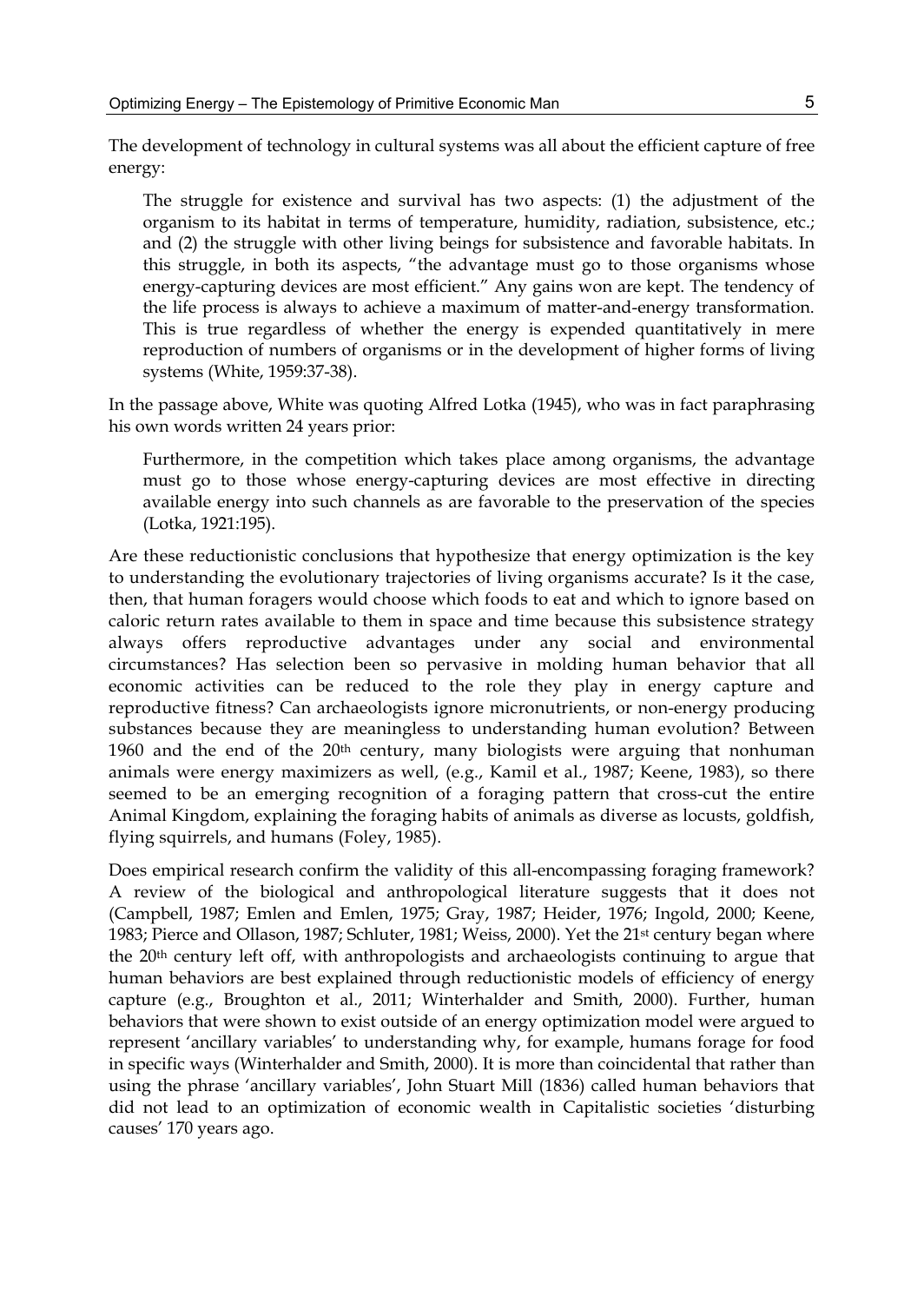The development of technology in cultural systems was all about the efficient capture of free energy:

> The struggle for existence and survival has two aspects: (1) the adjustment of the organism to its habitat in terms of temperature, humidity, radiation, subsistence, etc.; and (2) the struggle with other living beings for subsistence and favorable habitats. In this struggle, in both its aspects, "the advantage must go to those organisms whose energy-capturing devices are most efficient." Any gains won are kept. The tendency of the life process is always to achieve a maximum of matter-and-energy transformation. This is true regardless of whether the energy is expended quantitatively in mere reproduction of numbers of organisms or in the development of higher forms of living systems (White, 1959:37-38).

In the passage above, White was quoting Alfred Lotka (1945), who was in fact paraphrasing his own words written 24 years prior:

> Furthermore, in the competition which takes place among organisms, the advantage must go to those whose energy-capturing devices are most effective in directing available energy into such channels as are favorable to the preservation of the species (Lotka, 1921:195).

Are these reductionistic conclusions that hypothesize that energy optimization is the key to understanding the evolutionary trajectories of living organisms accurate? Is it the case, then, that human foragers would choose which foods to eat and which to ignore based on caloric return rates available to them in space and time because this subsistence strategy always offers reproductive advantages under any social and environmental circumstances? Has selection been so pervasive in molding human behavior that all economic activities can be reduced to the role they play in energy capture and reproductive fitness? Can archaeologists ignore micronutrients, or non-energy producing substances because they are meaningless to understanding human evolution? Between 1960 and the end of the 20th century, many biologists were arguing that nonhuman animals were energy maximizers as well, (e.g., Kamil et al., 1987; Keene, 1983), so there seemed to be an emerging recognition of a foraging pattern that cross-cut the entire Animal Kingdom, explaining the foraging habits of animals as diverse as locusts, goldfish, flying squirrels, and humans (Foley, 1985).

Does empirical research confirm the validity of this all-encompassing foraging framework? A review of the biological and anthropological literature suggests that it does not (Campbell, 1987; Emlen and Emlen, 1975; Gray, 1987; Heider, 1976; Ingold, 2000; Keene, 1983; Pierce and Ollason, 1987; Schluter, 1981; Weiss, 2000). Yet the 21st century began where the 20th century left off, with anthropologists and archaeologists continuing to argue that human behaviors are best explained through reductionistic models of efficiency of energy capture (e.g., Broughton et al., 2011; Winterhalder and Smith, 2000). Further, human behaviors that were shown to exist outside of an energy optimization model were argued to represent 'ancillary variables' to understanding why, for example, humans forage for food in specific ways (Winterhalder and Smith, 2000). It is more than coincidental that rather than using the phrase 'ancillary variables', John Stuart Mill (1836) called human behaviors that did not lead to an optimization of economic wealth in Capitalistic societies 'disturbing causes' 170 years ago.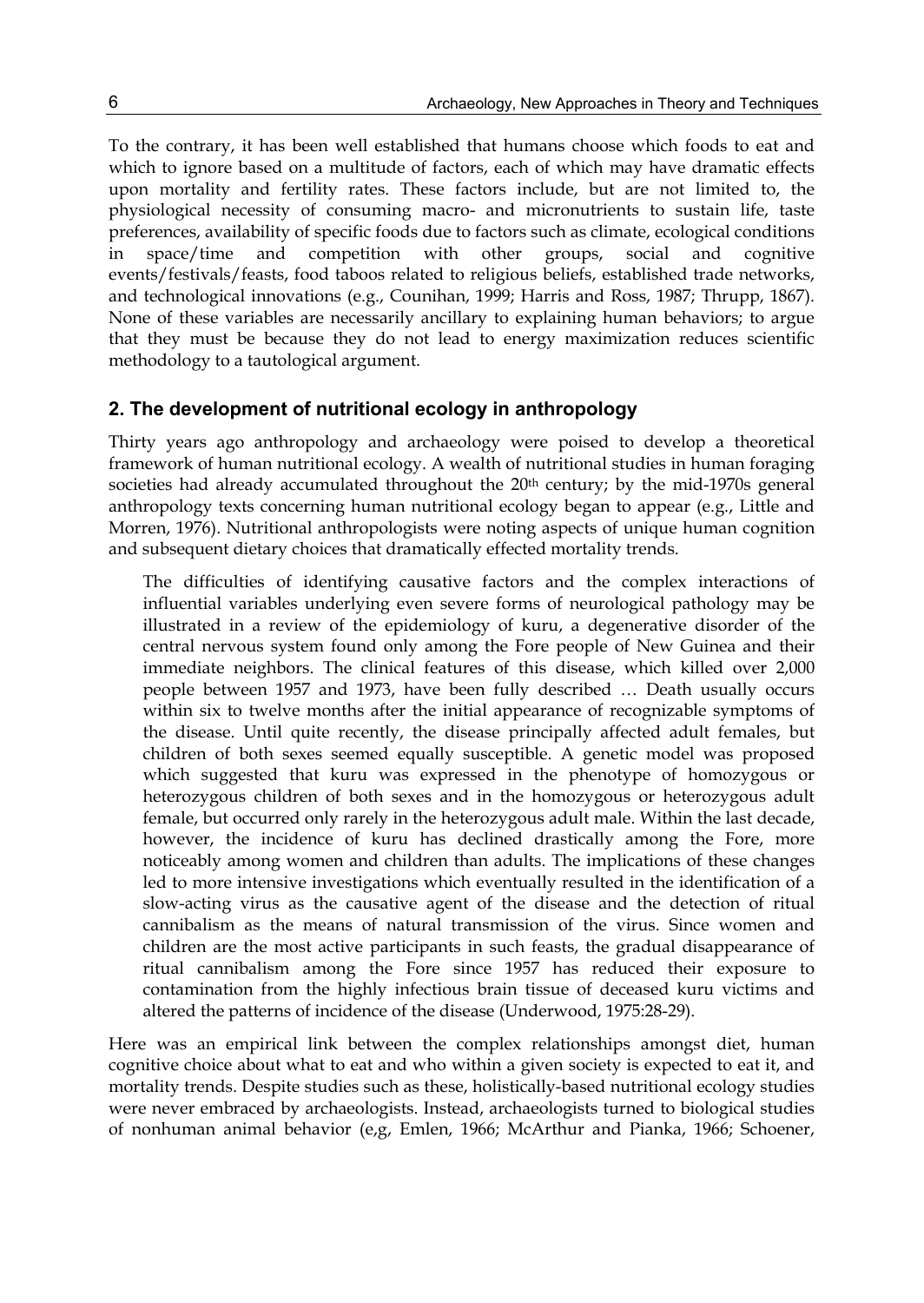To the contrary, it has been well established that humans choose which foods to eat and which to ignore based on a multitude of factors, each of which may have dramatic effects upon mortality and fertility rates. These factors include, but are not limited to, the physiological necessity of consuming macro- and micronutrients to sustain life, taste preferences, availability of specific foods due to factors such as climate, ecological conditions in space/time and competition with other groups, social and cognitive events/festivals/feasts, food taboos related to religious beliefs, established trade networks, and technological innovations (e.g., Counihan, 1999; Harris and Ross, 1987; Thrupp, 1867). None of these variables are necessarily ancillary to explaining human behaviors; to argue that they must be because they do not lead to energy maximization reduces scientific methodology to a tautological argument.

## 2. The development of nutritional ecology in anthropology

Thirty years ago anthropology and archaeology were poised to develop a theoretical framework of human nutritional ecology. A wealth of nutritional studies in human foraging societies had already accumulated throughout the 20th century; by the mid-1970s general anthropology texts concerning human nutritional ecology began to appear (e.g., Little and Morren, 1976). Nutritional anthropologists were noting aspects of unique human cognition and subsequent dietary choices that dramatically effected mortality trends.

> The difficulties of identifying causative factors and the complex interactions of influential variables underlying even severe forms of neurological pathology may be illustrated in a review of the epidemiology of kuru, a degenerative disorder of the central nervous system found only among the Fore people of New Guinea and their immediate neighbors. The clinical features of this disease, which killed over 2,000 people between 1957 and 1973, have been fully described … Death usually occurs within six to twelve months after the initial appearance of recognizable symptoms of the disease. Until quite recently, the disease principally affected adult females, but children of both sexes seemed equally susceptible. A genetic model was proposed which suggested that kuru was expressed in the phenotype of homozygous or heterozygous children of both sexes and in the homozygous or heterozygous adult female, but occurred only rarely in the heterozygous adult male. Within the last decade, however, the incidence of kuru has declined drastically among the Fore, more noticeably among women and children than adults. The implications of these changes led to more intensive investigations which eventually resulted in the identification of a slow-acting virus as the causative agent of the disease and the detection of ritual cannibalism as the means of natural transmission of the virus. Since women and children are the most active participants in such feasts, the gradual disappearance of ritual cannibalism among the Fore since 1957 has reduced their exposure to contamination from the highly infectious brain tissue of deceased kuru victims and altered the patterns of incidence of the disease (Underwood, 1975:28-29).

Here was an empirical link between the complex relationships amongst diet, human cognitive choice about what to eat and who within a given society is expected to eat it, and mortality trends. Despite studies such as these, holistically-based nutritional ecology studies were never embraced by archaeologists. Instead, archaeologists turned to biological studies of nonhuman animal behavior (e,g, Emlen, 1966; McArthur and Pianka, 1966; Schoener,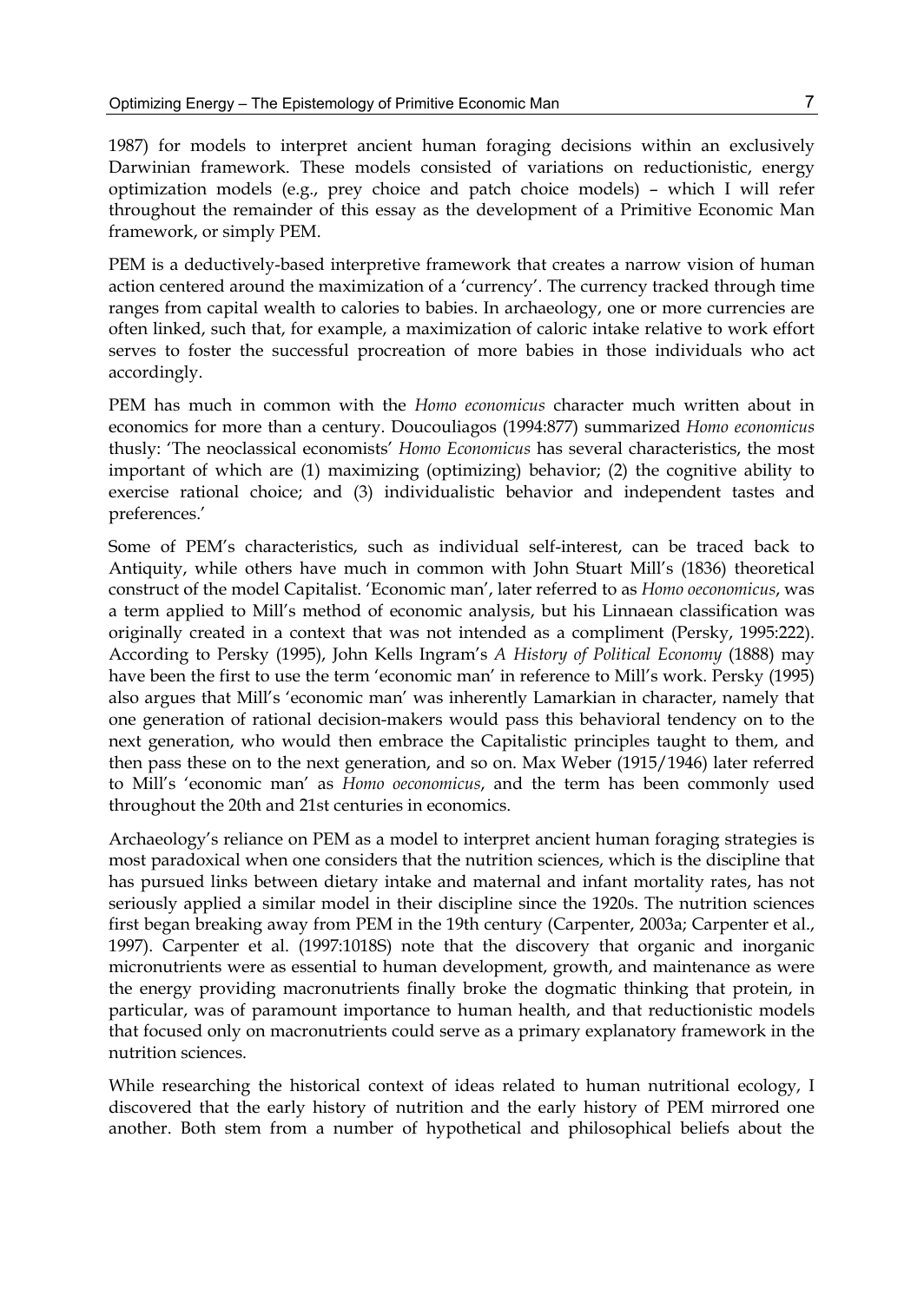1987) for models to interpret ancient human foraging decisions within an exclusively Darwinian framework. These models consisted of variations on reductionistic, energy optimization models (e.g., prey choice and patch choice models) – which I will refer throughout the remainder of this essay as the development of a Primitive Economic Man framework, or simply PEM.

PEM is a deductively-based interpretive framework that creates a narrow vision of human action centered around the maximization of a 'currency'. The currency tracked through time ranges from capital wealth to calories to babies. In archaeology, one or more currencies are often linked, such that, for example, a maximization of caloric intake relative to work effort serves to foster the successful procreation of more babies in those individuals who act accordingly.

PEM has much in common with the *Homo economicus* character much written about in economics for more than a century. Doucouliagos (1994:877) summarized *Homo economicus* thusly: 'The neoclassical economists' *Homo Economicus* has several characteristics, the most important of which are (1) maximizing (optimizing) behavior; (2) the cognitive ability to exercise rational choice; and (3) individualistic behavior and independent tastes and preferences.'

Some of PEM's characteristics, such as individual self-interest, can be traced back to Antiquity, while others have much in common with John Stuart Mill's (1836) theoretical construct of the model Capitalist. 'Economic man', later referred to as *Homo oeconomicus*, was a term applied to Mill's method of economic analysis, but his Linnaean classification was originally created in a context that was not intended as a compliment (Persky, 1995:222). According to Persky (1995), John Kells Ingram's *A History of Political Economy* (1888) may have been the first to use the term 'economic man' in reference to Mill's work. Persky (1995) also argues that Mill's 'economic man' was inherently Lamarkian in character, namely that one generation of rational decision-makers would pass this behavioral tendency on to the next generation, who would then embrace the Capitalistic principles taught to them, and then pass these on to the next generation, and so on. Max Weber (1915/1946) later referred to Mill's 'economic man' as *Homo oeconomicus*, and the term has been commonly used throughout the 20th and 21st centuries in economics.

Archaeology's reliance on PEM as a model to interpret ancient human foraging strategies is most paradoxical when one considers that the nutrition sciences, which is the discipline that has pursued links between dietary intake and maternal and infant mortality rates, has not seriously applied a similar model in their discipline since the 1920s. The nutrition sciences first began breaking away from PEM in the 19th century (Carpenter, 2003a; Carpenter et al., 1997). Carpenter et al. (1997:1018S) note that the discovery that organic and inorganic micronutrients were as essential to human development, growth, and maintenance as were the energy providing macronutrients finally broke the dogmatic thinking that protein, in particular, was of paramount importance to human health, and that reductionistic models that focused only on macronutrients could serve as a primary explanatory framework in the nutrition sciences.

While researching the historical context of ideas related to human nutritional ecology, I discovered that the early history of nutrition and the early history of PEM mirrored one another. Both stem from a number of hypothetical and philosophical beliefs about the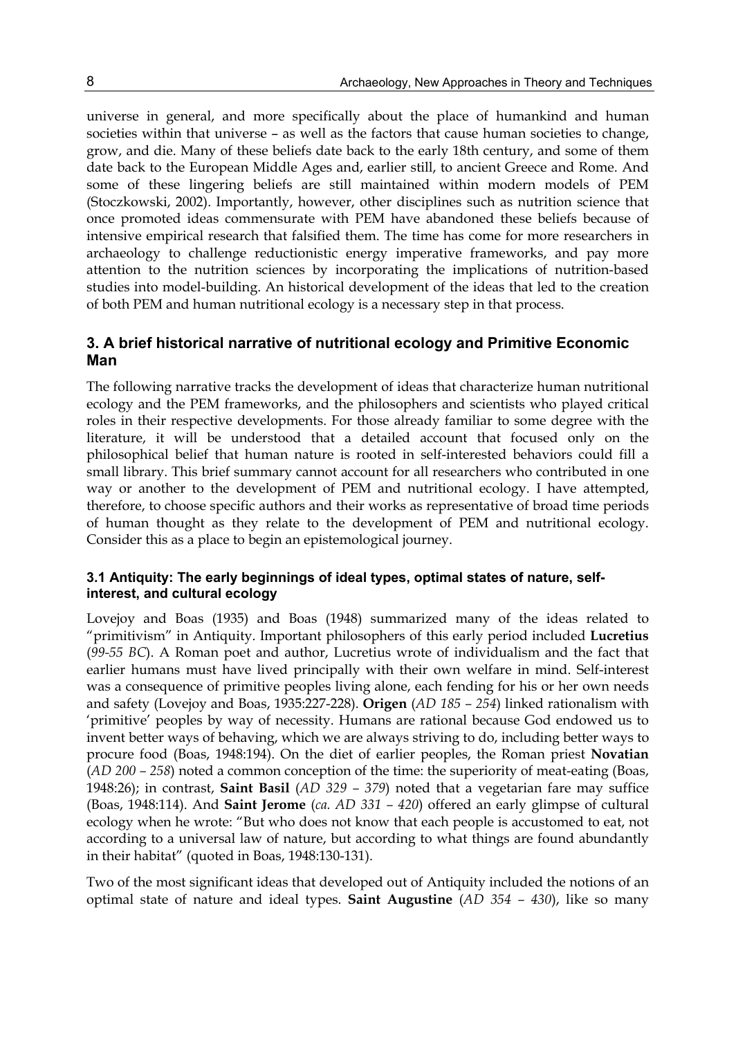universe in general, and more specifically about the place of humankind and human societies within that universe – as well as the factors that cause human societies to change, grow, and die. Many of these beliefs date back to the early 18th century, and some of them date back to the European Middle Ages and, earlier still, to ancient Greece and Rome. And some of these lingering beliefs are still maintained within modern models of PEM (Stoczkowski, 2002). Importantly, however, other disciplines such as nutrition science that once promoted ideas commensurate with PEM have abandoned these beliefs because of intensive empirical research that falsified them. The time has come for more researchers in archaeology to challenge reductionistic energy imperative frameworks, and pay more attention to the nutrition sciences by incorporating the implications of nutrition-based studies into model-building. An historical development of the ideas that led to the creation of both PEM and human nutritional ecology is a necessary step in that process.

## 3. A brief historical narrative of nutritional ecology and Primitive Economic Man

The following narrative tracks the development of ideas that characterize human nutritional ecology and the PEM frameworks, and the philosophers and scientists who played critical roles in their respective developments. For those already familiar to some degree with the literature, it will be understood that a detailed account that focused only on the philosophical belief that human nature is rooted in self-interested behaviors could fill a small library. This brief summary cannot account for all researchers who contributed in one way or another to the development of PEM and nutritional ecology. I have attempted, therefore, to choose specific authors and their works as representative of broad time periods of human thought as they relate to the development of PEM and nutritional ecology. Consider this as a place to begin an epistemological journey.

### 3.1 Antiquity: The early beginnings of ideal types, optimal states of nature, self-interest, and cultural ecology

Lovejoy and Boas (1935) and Boas (1948) summarized many of the ideas related to "primitivism" in Antiquity. Important philosophers of this early period included **Lucretius** (*99-55 BC*). A Roman poet and author, Lucretius wrote of individualism and the fact that earlier humans must have lived principally with their own welfare in mind. Self-interest was a consequence of primitive peoples living alone, each fending for his or her own needs and safety (Lovejoy and Boas, 1935:227-228). **Origen** (*AD 185 – 254*) linked rationalism with 'primitive' peoples by way of necessity. Humans are rational because God endowed us to invent better ways of behaving, which we are always striving to do, including better ways to procure food (Boas, 1948:194). On the diet of earlier peoples, the Roman priest **Novatian** (*AD 200 – 258*) noted a common conception of the time: the superiority of meat-eating (Boas, 1948:26); in contrast, **Saint Basil** (*AD 329 – 379*) noted that a vegetarian fare may suffice (Boas, 1948:114). And **Saint Jerome** (*ca. AD 331 – 420*) offered an early glimpse of cultural ecology when he wrote: "But who does not know that each people is accustomed to eat, not according to a universal law of nature, but according to what things are found abundantly in their habitat" (quoted in Boas, 1948:130-131).

Two of the most significant ideas that developed out of Antiquity included the notions of an optimal state of nature and ideal types. **Saint Augustine** (*AD 354 – 430*), like so many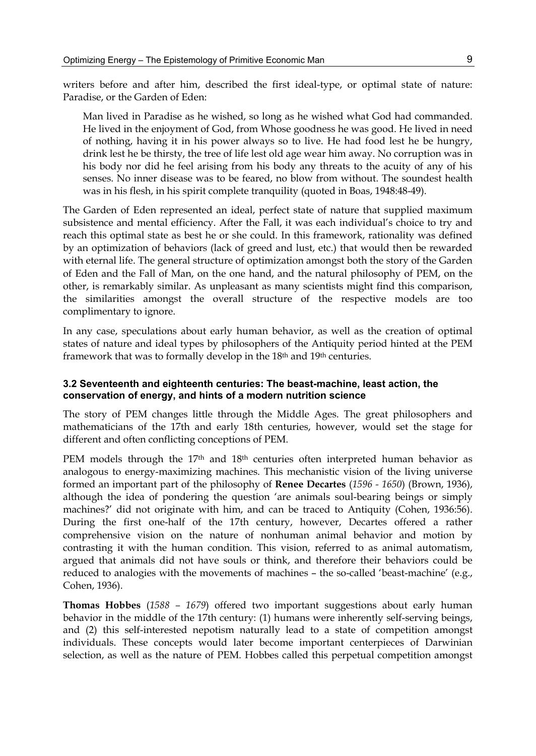writers before and after him, described the first ideal-type, or optimal state of nature: Paradise, or the Garden of Eden:

> Man lived in Paradise as he wished, so long as he wished what God had commanded. He lived in the enjoyment of God, from Whose goodness he was good. He lived in need of nothing, having it in his power always so to live. He had food lest he be hungry, drink lest he be thirsty, the tree of life lest old age wear him away. No corruption was in his body nor did he feel arising from his body any threats to the acuity of any of his senses. No inner disease was to be feared, no blow from without. The soundest health was in his flesh, in his spirit complete tranquility (quoted in Boas, 1948:48-49).

The Garden of Eden represented an ideal, perfect state of nature that supplied maximum subsistence and mental efficiency. After the Fall, it was each individual's choice to try and reach this optimal state as best he or she could. In this framework, rationality was defined by an optimization of behaviors (lack of greed and lust, etc.) that would then be rewarded with eternal life. The general structure of optimization amongst both the story of the Garden of Eden and the Fall of Man, on the one hand, and the natural philosophy of PEM, on the other, is remarkably similar. As unpleasant as many scientists might find this comparison, the similarities amongst the overall structure of the respective models are too complimentary to ignore.

In any case, speculations about early human behavior, as well as the creation of optimal states of nature and ideal types by philosophers of the Antiquity period hinted at the PEM framework that was to formally develop in the 18th and 19th centuries.

### 3.2 Seventeenth and eighteenth centuries: The beast-machine, least action, the conservation of energy, and hints of a modern nutrition science

The story of PEM changes little through the Middle Ages. The great philosophers and mathematicians of the 17th and early 18th centuries, however, would set the stage for different and often conflicting conceptions of PEM.

PEM models through the 17th and 18th centuries often interpreted human behavior as analogous to energy-maximizing machines. This mechanistic vision of the living universe formed an important part of the philosophy of **Renee Decartes** (*1596 - 1650*) (Brown, 1936), although the idea of pondering the question 'are animals soul-bearing beings or simply machines?' did not originate with him, and can be traced to Antiquity (Cohen, 1936:56). During the first one-half of the 17th century, however, Decartes offered a rather comprehensive vision on the nature of nonhuman animal behavior and motion by contrasting it with the human condition. This vision, referred to as animal automatism, argued that animals did not have souls or think, and therefore their behaviors could be reduced to analogies with the movements of machines – the so-called 'beast-machine' (e.g., Cohen, 1936).

**Thomas Hobbes** (*1588 – 1679*) offered two important suggestions about early human behavior in the middle of the 17th century: (1) humans were inherently self-serving beings, and (2) this self-interested nepotism naturally lead to a state of competition amongst individuals. These concepts would later become important centerpieces of Darwinian selection, as well as the nature of PEM. Hobbes called this perpetual competition amongst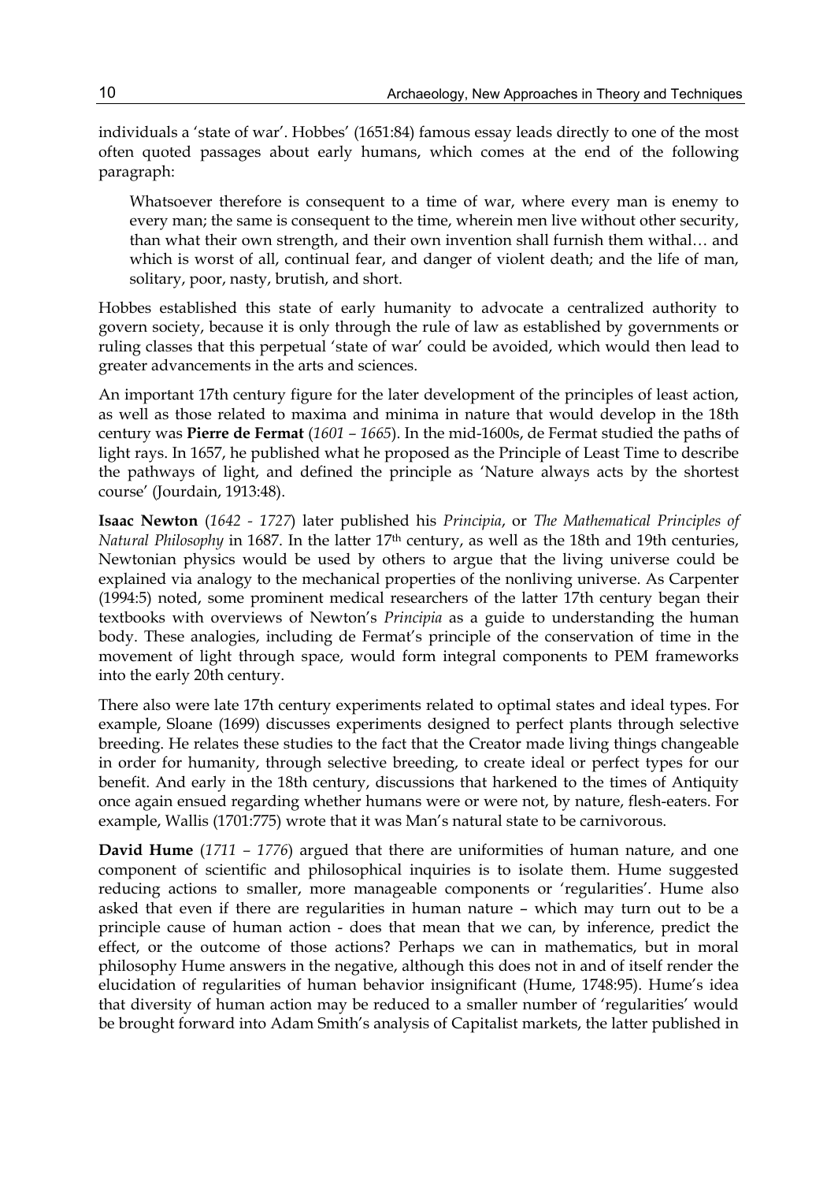individuals a 'state of war'. Hobbes' (1651:84) famous essay leads directly to one of the most often quoted passages about early humans, which comes at the end of the following paragraph:

> Whatsoever therefore is consequent to a time of war, where every man is enemy to every man; the same is consequent to the time, wherein men live without other security, than what their own strength, and their own invention shall furnish them withal… and which is worst of all, continual fear, and danger of violent death; and the life of man, solitary, poor, nasty, brutish, and short.

Hobbes established this state of early humanity to advocate a centralized authority to govern society, because it is only through the rule of law as established by governments or ruling classes that this perpetual 'state of war' could be avoided, which would then lead to greater advancements in the arts and sciences.

An important 17th century figure for the later development of the principles of least action, as well as those related to maxima and minima in nature that would develop in the 18th century was **Pierre de Fermat** (*1601 – 1665*). In the mid-1600s, de Fermat studied the paths of light rays. In 1657, he published what he proposed as the Principle of Least Time to describe the pathways of light, and defined the principle as 'Nature always acts by the shortest course' (Jourdain, 1913:48).

**Isaac Newton** (*1642 - 1727*) later published his *Principia*, or *The Mathematical Principles of Natural Philosophy* in 1687. In the latter 17th century, as well as the 18th and 19th centuries, Newtonian physics would be used by others to argue that the living universe could be explained via analogy to the mechanical properties of the nonliving universe. As Carpenter (1994:5) noted, some prominent medical researchers of the latter 17th century began their textbooks with overviews of Newton's *Principia* as a guide to understanding the human body. These analogies, including de Fermat's principle of the conservation of time in the movement of light through space, would form integral components to PEM frameworks into the early 20th century.

There also were late 17th century experiments related to optimal states and ideal types. For example, Sloane (1699) discusses experiments designed to perfect plants through selective breeding. He relates these studies to the fact that the Creator made living things changeable in order for humanity, through selective breeding, to create ideal or perfect types for our benefit. And early in the 18th century, discussions that harkened to the times of Antiquity once again ensued regarding whether humans were or were not, by nature, flesh-eaters. For example, Wallis (1701:775) wrote that it was Man's natural state to be carnivorous.

**David Hume** (*1711 – 1776*) argued that there are uniformities of human nature, and one component of scientific and philosophical inquiries is to isolate them. Hume suggested reducing actions to smaller, more manageable components or 'regularities'. Hume also asked that even if there are regularities in human nature – which may turn out to be a principle cause of human action - does that mean that we can, by inference, predict the effect, or the outcome of those actions? Perhaps we can in mathematics, but in moral philosophy Hume answers in the negative, although this does not in and of itself render the elucidation of regularities of human behavior insignificant (Hume, 1748:95). Hume's idea that diversity of human action may be reduced to a smaller number of 'regularities' would be brought forward into Adam Smith's analysis of Capitalist markets, the latter published in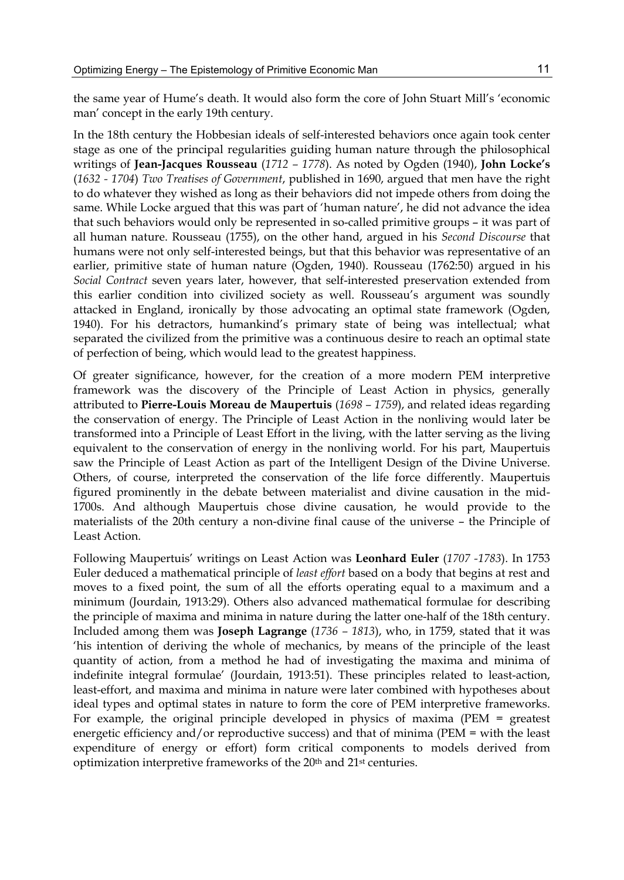the same year of Hume's death. It would also form the core of John Stuart Mill's 'economic man' concept in the early 19th century.

In the 18th century the Hobbesian ideals of self-interested behaviors once again took center stage as one of the principal regularities guiding human nature through the philosophical writings of **Jean-Jacques Rousseau** (*1712 – 1778*). As noted by Ogden (1940), **John Locke's** (*1632 - 1704*) *Two Treatises of Government*, published in 1690, argued that men have the right to do whatever they wished as long as their behaviors did not impede others from doing the same. While Locke argued that this was part of 'human nature', he did not advance the idea that such behaviors would only be represented in so-called primitive groups – it was part of all human nature. Rousseau (1755), on the other hand, argued in his *Second Discourse* that humans were not only self-interested beings, but that this behavior was representative of an earlier, primitive state of human nature (Ogden, 1940). Rousseau (1762:50) argued in his *Social Contract* seven years later, however, that self-interested preservation extended from this earlier condition into civilized society as well. Rousseau's argument was soundly attacked in England, ironically by those advocating an optimal state framework (Ogden, 1940). For his detractors, humankind's primary state of being was intellectual; what separated the civilized from the primitive was a continuous desire to reach an optimal state of perfection of being, which would lead to the greatest happiness.

Of greater significance, however, for the creation of a more modern PEM interpretive framework was the discovery of the Principle of Least Action in physics, generally attributed to **Pierre-Louis Moreau de Maupertuis** (*1698 – 1759*), and related ideas regarding the conservation of energy. The Principle of Least Action in the nonliving would later be transformed into a Principle of Least Effort in the living, with the latter serving as the living equivalent to the conservation of energy in the nonliving world. For his part, Maupertuis saw the Principle of Least Action as part of the Intelligent Design of the Divine Universe. Others, of course, interpreted the conservation of the life force differently. Maupertuis figured prominently in the debate between materialist and divine causation in the mid-1700s. And although Maupertuis chose divine causation, he would provide to the materialists of the 20th century a non-divine final cause of the universe – the Principle of Least Action.

Following Maupertuis' writings on Least Action was **Leonhard Euler** (*1707 -1783*). In 1753 Euler deduced a mathematical principle of *least effort* based on a body that begins at rest and moves to a fixed point, the sum of all the efforts operating equal to a maximum and a minimum (Jourdain, 1913:29). Others also advanced mathematical formulae for describing the principle of maxima and minima in nature during the latter one-half of the 18th century. Included among them was **Joseph Lagrange** (*1736 – 1813*), who, in 1759, stated that it was 'his intention of deriving the whole of mechanics, by means of the principle of the least quantity of action, from a method he had of investigating the maxima and minima of indefinite integral formulae' (Jourdain, 1913:51). These principles related to least-action, least-effort, and maxima and minima in nature were later combined with hypotheses about ideal types and optimal states in nature to form the core of PEM interpretive frameworks. For example, the original principle developed in physics of maxima (PEM = greatest energetic efficiency and/or reproductive success) and that of minima (PEM = with the least expenditure of energy or effort) form critical components to models derived from optimization interpretive frameworks of the 20th and 21st centuries.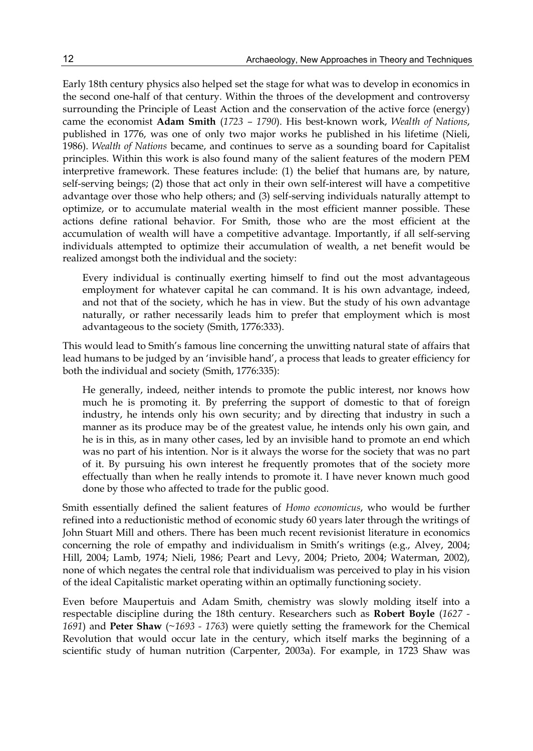Early 18th century physics also helped set the stage for what was to develop in economics in the second one-half of that century. Within the throes of the development and controversy surrounding the Principle of Least Action and the conservation of the active force (energy) came the economist **Adam Smith** (*1723 – 1790*). His best-known work, *Wealth of Nations*, published in 1776, was one of only two major works he published in his lifetime (Nieli, 1986). *Wealth of Nations* became, and continues to serve as a sounding board for Capitalist principles. Within this work is also found many of the salient features of the modern PEM interpretive framework. These features include: (1) the belief that humans are, by nature, self-serving beings; (2) those that act only in their own self-interest will have a competitive advantage over those who help others; and (3) self-serving individuals naturally attempt to optimize, or to accumulate material wealth in the most efficient manner possible. These actions define rational behavior. For Smith, those who are the most efficient at the accumulation of wealth will have a competitive advantage. Importantly, if all self-serving individuals attempted to optimize their accumulation of wealth, a net benefit would be realized amongst both the individual and the society:

> Every individual is continually exerting himself to find out the most advantageous employment for whatever capital he can command. It is his own advantage, indeed, and not that of the society, which he has in view. But the study of his own advantage naturally, or rather necessarily leads him to prefer that employment which is most advantageous to the society (Smith, 1776:333).

This would lead to Smith's famous line concerning the unwitting natural state of affairs that lead humans to be judged by an 'invisible hand', a process that leads to greater efficiency for both the individual and society (Smith, 1776:335):

> He generally, indeed, neither intends to promote the public interest, nor knows how much he is promoting it. By preferring the support of domestic to that of foreign industry, he intends only his own security; and by directing that industry in such a manner as its produce may be of the greatest value, he intends only his own gain, and he is in this, as in many other cases, led by an invisible hand to promote an end which was no part of his intention. Nor is it always the worse for the society that was no part of it. By pursuing his own interest he frequently promotes that of the society more effectually than when he really intends to promote it. I have never known much good done by those who affected to trade for the public good.

Smith essentially defined the salient features of *Homo economicus*, who would be further refined into a reductionistic method of economic study 60 years later through the writings of John Stuart Mill and others. There has been much recent revisionist literature in economics concerning the role of empathy and individualism in Smith's writings (e.g., Alvey, 2004; Hill, 2004; Lamb, 1974; Nieli, 1986; Peart and Levy, 2004; Prieto, 2004; Waterman, 2002), none of which negates the central role that individualism was perceived to play in his vision of the ideal Capitalistic market operating within an optimally functioning society.

Even before Maupertuis and Adam Smith, chemistry was slowly molding itself into a respectable discipline during the 18th century. Researchers such as **Robert Boyle** (*1627 - 1691*) and **Peter Shaw** (*~1693 - 1763*) were quietly setting the framework for the Chemical Revolution that would occur late in the century, which itself marks the beginning of a scientific study of human nutrition (Carpenter, 2003a). For example, in 1723 Shaw was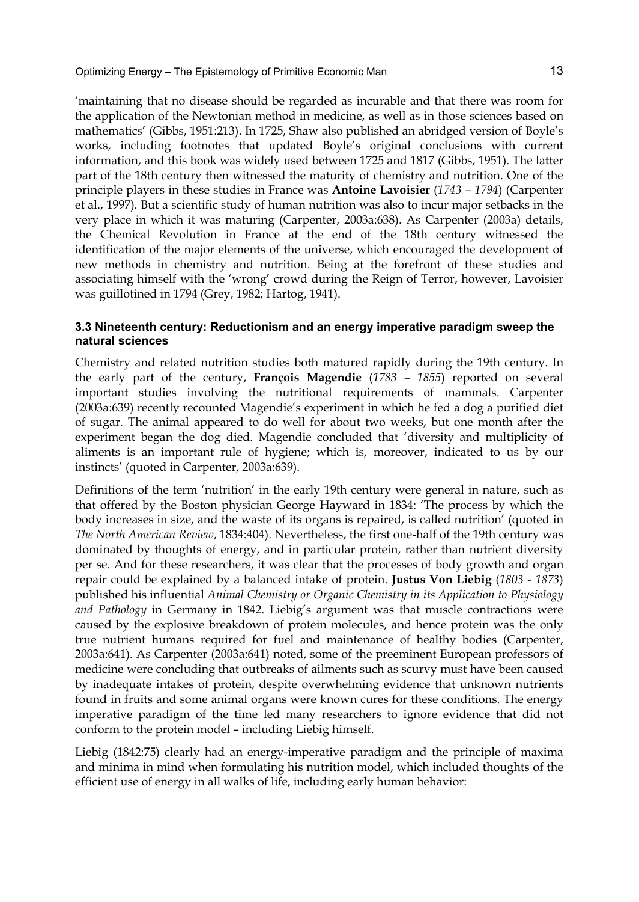'maintaining that no disease should be regarded as incurable and that there was room for the application of the Newtonian method in medicine, as well as in those sciences based on mathematics' (Gibbs, 1951:213). In 1725, Shaw also published an abridged version of Boyle's works, including footnotes that updated Boyle's original conclusions with current information, and this book was widely used between 1725 and 1817 (Gibbs, 1951). The latter part of the 18th century then witnessed the maturity of chemistry and nutrition. One of the principle players in these studies in France was **Antoine Lavoisier** (*1743 – 1794*) (Carpenter et al., 1997). But a scientific study of human nutrition was also to incur major setbacks in the very place in which it was maturing (Carpenter, 2003a:638). As Carpenter (2003a) details, the Chemical Revolution in France at the end of the 18th century witnessed the identification of the major elements of the universe, which encouraged the development of new methods in chemistry and nutrition. Being at the forefront of these studies and associating himself with the 'wrong' crowd during the Reign of Terror, however, Lavoisier was guillotined in 1794 (Grey, 1982; Hartog, 1941).

### 3.3 Nineteenth century: Reductionism and an energy imperative paradigm sweep the natural sciences

Chemistry and related nutrition studies both matured rapidly during the 19th century. In the early part of the century, **François Magendie** (*1783 – 1855*) reported on several important studies involving the nutritional requirements of mammals. Carpenter (2003a:639) recently recounted Magendie's experiment in which he fed a dog a purified diet of sugar. The animal appeared to do well for about two weeks, but one month after the experiment began the dog died. Magendie concluded that 'diversity and multiplicity of aliments is an important rule of hygiene; which is, moreover, indicated to us by our instincts' (quoted in Carpenter, 2003a:639).

Definitions of the term 'nutrition' in the early 19th century were general in nature, such as that offered by the Boston physician George Hayward in 1834: 'The process by which the body increases in size, and the waste of its organs is repaired, is called nutrition' (quoted in *The North American Review*, 1834:404). Nevertheless, the first one-half of the 19th century was dominated by thoughts of energy, and in particular protein, rather than nutrient diversity per se. And for these researchers, it was clear that the processes of body growth and organ repair could be explained by a balanced intake of protein. **Justus Von Liebig** (*1803 - 1873*) published his influential *Animal Chemistry or Organic Chemistry in its Application to Physiology and Pathology* in Germany in 1842. Liebig's argument was that muscle contractions were caused by the explosive breakdown of protein molecules, and hence protein was the only true nutrient humans required for fuel and maintenance of healthy bodies (Carpenter, 2003a:641). As Carpenter (2003a:641) noted, some of the preeminent European professors of medicine were concluding that outbreaks of ailments such as scurvy must have been caused by inadequate intakes of protein, despite overwhelming evidence that unknown nutrients found in fruits and some animal organs were known cures for these conditions. The energy imperative paradigm of the time led many researchers to ignore evidence that did not conform to the protein model – including Liebig himself.

Liebig (1842:75) clearly had an energy-imperative paradigm and the principle of maxima and minima in mind when formulating his nutrition model, which included thoughts of the efficient use of energy in all walks of life, including early human behavior: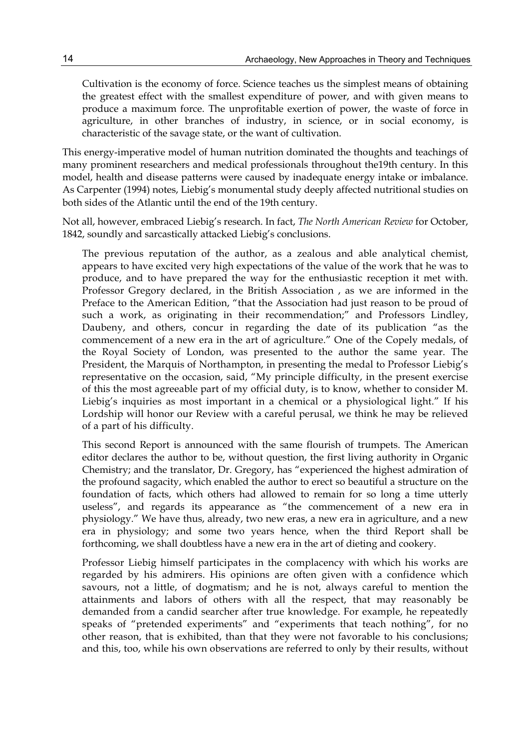> Cultivation is the economy of force. Science teaches us the simplest means of obtaining the greatest effect with the smallest expenditure of power, and with given means to produce a maximum force. The unprofitable exertion of power, the waste of force in agriculture, in other branches of industry, in science, or in social economy, is characteristic of the savage state, or the want of cultivation.

This energy-imperative model of human nutrition dominated the thoughts and teachings of many prominent researchers and medical professionals throughout the19th century. In this model, health and disease patterns were caused by inadequate energy intake or imbalance. As Carpenter (1994) notes, Liebig's monumental study deeply affected nutritional studies on both sides of the Atlantic until the end of the 19th century.

Not all, however, embraced Liebig's research. In fact, *The North American Review* for October, 1842, soundly and sarcastically attacked Liebig's conclusions.

> The previous reputation of the author, as a zealous and able analytical chemist, appears to have excited very high expectations of the value of the work that he was to produce, and to have prepared the way for the enthusiastic reception it met with. Professor Gregory declared, in the British Association , as we are informed in the Preface to the American Edition, "that the Association had just reason to be proud of such a work, as originating in their recommendation;" and Professors Lindley, Daubeny, and others, concur in regarding the date of its publication "as the commencement of a new era in the art of agriculture." One of the Copely medals, of the Royal Society of London, was presented to the author the same year. The President, the Marquis of Northampton, in presenting the medal to Professor Liebig's representative on the occasion, said, "My principle difficulty, in the present exercise of this the most agreeable part of my official duty, is to know, whether to consider M. Liebig's inquiries as most important in a chemical or a physiological light." If his Lordship will honor our Review with a careful perusal, we think he may be relieved of a part of his difficulty.
>
> This second Report is announced with the same flourish of trumpets. The American editor declares the author to be, without question, the first living authority in Organic Chemistry; and the translator, Dr. Gregory, has "experienced the highest admiration of the profound sagacity, which enabled the author to erect so beautiful a structure on the foundation of facts, which others had allowed to remain for so long a time utterly useless", and regards its appearance as "the commencement of a new era in physiology." We have thus, already, two new eras, a new era in agriculture, and a new era in physiology; and some two years hence, when the third Report shall be forthcoming, we shall doubtless have a new era in the art of dieting and cookery.
>
> Professor Liebig himself participates in the complacency with which his works are regarded by his admirers. His opinions are often given with a confidence which savours, not a little, of dogmatism; and he is not, always careful to mention the attainments and labors of others with all the respect, that may reasonably be demanded from a candid searcher after true knowledge. For example, he repeatedly speaks of "pretended experiments" and "experiments that teach nothing", for no other reason, that is exhibited, than that they were not favorable to his conclusions; and this, too, while his own observations are referred to only by their results, without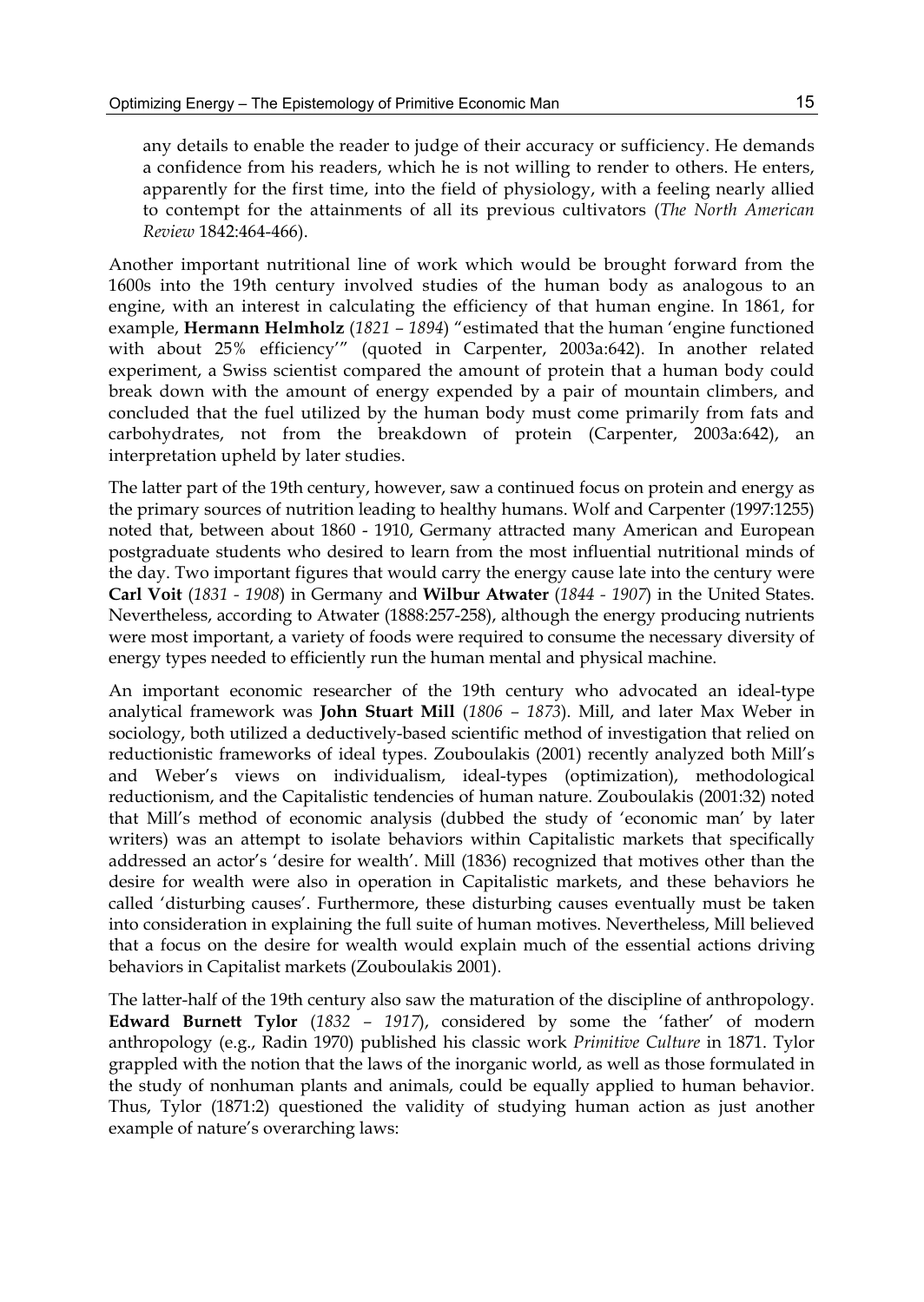any details to enable the reader to judge of their accuracy or sufficiency. He demands a confidence from his readers, which he is not willing to render to others. He enters, apparently for the first time, into the field of physiology, with a feeling nearly allied to contempt for the attainments of all its previous cultivators (*The North American Review* 1842:464-466).

Another important nutritional line of work which would be brought forward from the 1600s into the 19th century involved studies of the human body as analogous to an engine, with an interest in calculating the efficiency of that human engine. In 1861, for example, **Hermann Helmholz** (*1821 – 1894*) "estimated that the human 'engine functioned with about 25% efficiency'" (quoted in Carpenter, 2003a:642). In another related experiment, a Swiss scientist compared the amount of protein that a human body could break down with the amount of energy expended by a pair of mountain climbers, and concluded that the fuel utilized by the human body must come primarily from fats and carbohydrates, not from the breakdown of protein (Carpenter, 2003a:642), an interpretation upheld by later studies.

The latter part of the 19th century, however, saw a continued focus on protein and energy as the primary sources of nutrition leading to healthy humans. Wolf and Carpenter (1997:1255) noted that, between about 1860 - 1910, Germany attracted many American and European postgraduate students who desired to learn from the most influential nutritional minds of the day. Two important figures that would carry the energy cause late into the century were **Carl Voit** (*1831 - 1908*) in Germany and **Wilbur Atwater** (*1844 - 1907*) in the United States. Nevertheless, according to Atwater (1888:257-258), although the energy producing nutrients were most important, a variety of foods were required to consume the necessary diversity of energy types needed to efficiently run the human mental and physical machine.

An important economic researcher of the 19th century who advocated an ideal-type analytical framework was **John Stuart Mill** (*1806 – 1873*). Mill, and later Max Weber in sociology, both utilized a deductively-based scientific method of investigation that relied on reductionistic frameworks of ideal types. Zouboulakis (2001) recently analyzed both Mill's and Weber's views on individualism, ideal-types (optimization), methodological reductionism, and the Capitalistic tendencies of human nature. Zouboulakis (2001:32) noted that Mill's method of economic analysis (dubbed the study of 'economic man' by later writers) was an attempt to isolate behaviors within Capitalistic markets that specifically addressed an actor's 'desire for wealth'. Mill (1836) recognized that motives other than the desire for wealth were also in operation in Capitalistic markets, and these behaviors he called 'disturbing causes'. Furthermore, these disturbing causes eventually must be taken into consideration in explaining the full suite of human motives. Nevertheless, Mill believed that a focus on the desire for wealth would explain much of the essential actions driving behaviors in Capitalist markets (Zouboulakis 2001).

The latter-half of the 19th century also saw the maturation of the discipline of anthropology. **Edward Burnett Tylor** (*1832 – 1917*), considered by some the 'father' of modern anthropology (e.g., Radin 1970) published his classic work *Primitive Culture* in 1871. Tylor grappled with the notion that the laws of the inorganic world, as well as those formulated in the study of nonhuman plants and animals, could be equally applied to human behavior. Thus, Tylor (1871:2) questioned the validity of studying human action as just another example of nature's overarching laws: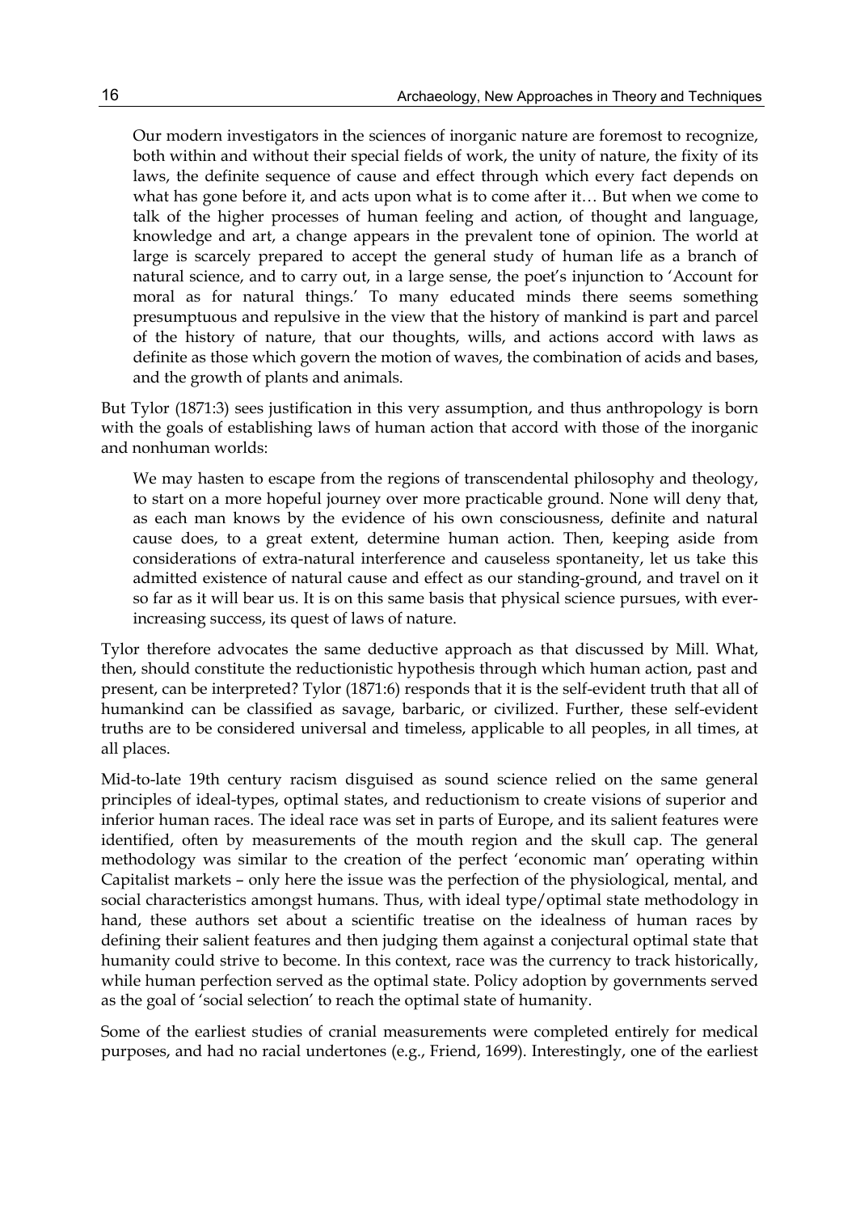> Our modern investigators in the sciences of inorganic nature are foremost to recognize, both within and without their special fields of work, the unity of nature, the fixity of its laws, the definite sequence of cause and effect through which every fact depends on what has gone before it, and acts upon what is to come after it… But when we come to talk of the higher processes of human feeling and action, of thought and language, knowledge and art, a change appears in the prevalent tone of opinion. The world at large is scarcely prepared to accept the general study of human life as a branch of natural science, and to carry out, in a large sense, the poet's injunction to 'Account for moral as for natural things.' To many educated minds there seems something presumptuous and repulsive in the view that the history of mankind is part and parcel of the history of nature, that our thoughts, wills, and actions accord with laws as definite as those which govern the motion of waves, the combination of acids and bases, and the growth of plants and animals.

But Tylor (1871:3) sees justification in this very assumption, and thus anthropology is born with the goals of establishing laws of human action that accord with those of the inorganic and nonhuman worlds:

> We may hasten to escape from the regions of transcendental philosophy and theology, to start on a more hopeful journey over more practicable ground. None will deny that, as each man knows by the evidence of his own consciousness, definite and natural cause does, to a great extent, determine human action. Then, keeping aside from considerations of extra-natural interference and causeless spontaneity, let us take this admitted existence of natural cause and effect as our standing-ground, and travel on it so far as it will bear us. It is on this same basis that physical science pursues, with ever-increasing success, its quest of laws of nature.

Tylor therefore advocates the same deductive approach as that discussed by Mill. What, then, should constitute the reductionistic hypothesis through which human action, past and present, can be interpreted? Tylor (1871:6) responds that it is the self-evident truth that all of humankind can be classified as savage, barbaric, or civilized. Further, these self-evident truths are to be considered universal and timeless, applicable to all peoples, in all times, at all places.

Mid-to-late 19th century racism disguised as sound science relied on the same general principles of ideal-types, optimal states, and reductionism to create visions of superior and inferior human races. The ideal race was set in parts of Europe, and its salient features were identified, often by measurements of the mouth region and the skull cap. The general methodology was similar to the creation of the perfect 'economic man' operating within Capitalist markets – only here the issue was the perfection of the physiological, mental, and social characteristics amongst humans. Thus, with ideal type/optimal state methodology in hand, these authors set about a scientific treatise on the idealness of human races by defining their salient features and then judging them against a conjectural optimal state that humanity could strive to become. In this context, race was the currency to track historically, while human perfection served as the optimal state. Policy adoption by governments served as the goal of 'social selection' to reach the optimal state of humanity.

Some of the earliest studies of cranial measurements were completed entirely for medical purposes, and had no racial undertones (e.g., Friend, 1699). Interestingly, one of the earliest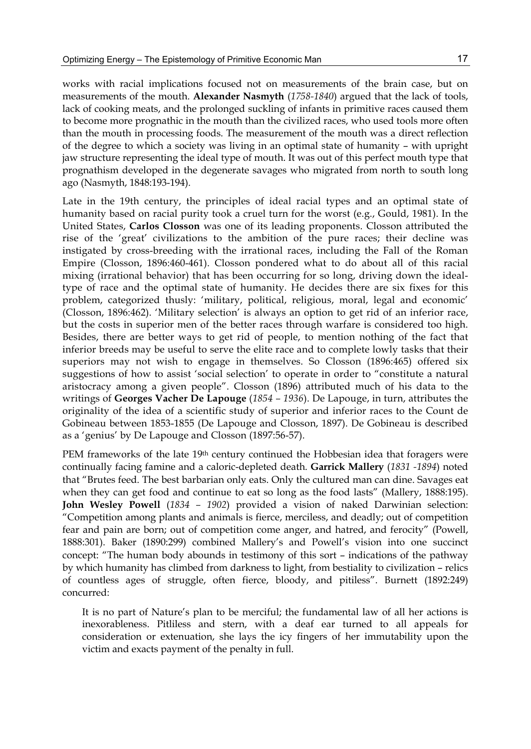works with racial implications focused not on measurements of the brain case, but on measurements of the mouth. **Alexander Nasmyth** (*1758-1840*) argued that the lack of tools, lack of cooking meats, and the prolonged suckling of infants in primitive races caused them to become more prognathic in the mouth than the civilized races, who used tools more often than the mouth in processing foods. The measurement of the mouth was a direct reflection of the degree to which a society was living in an optimal state of humanity – with upright jaw structure representing the ideal type of mouth. It was out of this perfect mouth type that prognathism developed in the degenerate savages who migrated from north to south long ago (Nasmyth, 1848:193-194).

Late in the 19th century, the principles of ideal racial types and an optimal state of humanity based on racial purity took a cruel turn for the worst (e.g., Gould, 1981). In the United States, **Carlos Closson** was one of its leading proponents. Closson attributed the rise of the 'great' civilizations to the ambition of the pure races; their decline was instigated by cross-breeding with the irrational races, including the Fall of the Roman Empire (Closson, 1896:460-461). Closson pondered what to do about all of this racial mixing (irrational behavior) that has been occurring for so long, driving down the ideal-type of race and the optimal state of humanity. He decides there are six fixes for this problem, categorized thusly: 'military, political, religious, moral, legal and economic' (Closson, 1896:462). 'Military selection' is always an option to get rid of an inferior race, but the costs in superior men of the better races through warfare is considered too high. Besides, there are better ways to get rid of people, to mention nothing of the fact that inferior breeds may be useful to serve the elite race and to complete lowly tasks that their superiors may not wish to engage in themselves. So Closson (1896:465) offered six suggestions of how to assist 'social selection' to operate in order to "constitute a natural aristocracy among a given people". Closson (1896) attributed much of his data to the writings of **Georges Vacher De Lapouge** (*1854 – 1936*). De Lapouge, in turn, attributes the originality of the idea of a scientific study of superior and inferior races to the Count de Gobineau between 1853-1855 (De Lapouge and Closson, 1897). De Gobineau is described as a 'genius' by De Lapouge and Closson (1897:56-57).

PEM frameworks of the late 19th century continued the Hobbesian idea that foragers were continually facing famine and a caloric-depleted death. **Garrick Mallery** (*1831 -1894*) noted that "Brutes feed. The best barbarian only eats. Only the cultured man can dine. Savages eat when they can get food and continue to eat so long as the food lasts" (Mallery, 1888:195). **John Wesley Powell** (*1834 – 1902*) provided a vision of naked Darwinian selection: "Competition among plants and animals is fierce, merciless, and deadly; out of competition fear and pain are born; out of competition come anger, and hatred, and ferocity" (Powell, 1888:301). Baker (1890:299) combined Mallery's and Powell's vision into one succinct concept: "The human body abounds in testimony of this sort – indications of the pathway by which humanity has climbed from darkness to light, from bestiality to civilization – relics of countless ages of struggle, often fierce, bloody, and pitiless". Burnett (1892:249) concurred:

> It is no part of Nature's plan to be merciful; the fundamental law of all her actions is inexorableness. Pitiless and stern, with a deaf ear turned to all appeals for consideration or extenuation, she lays the icy fingers of her immutability upon the victim and exacts payment of the penalty in full.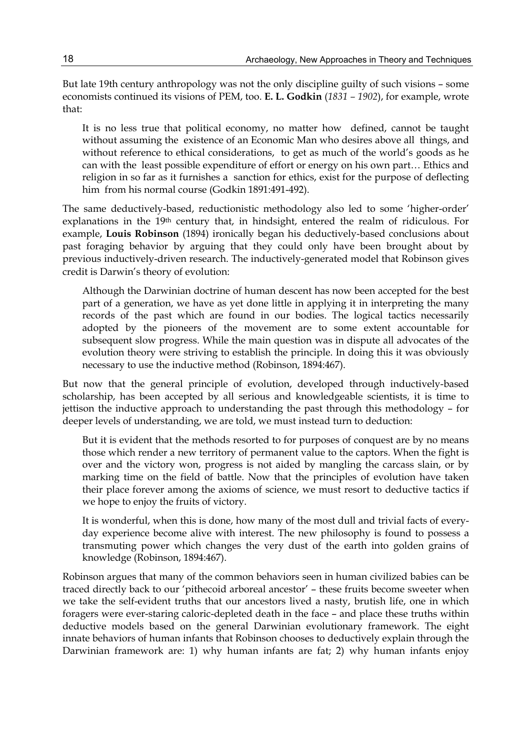But late 19th century anthropology was not the only discipline guilty of such visions – some economists continued its visions of PEM, too. **E. L. Godkin** (*1831 – 1902*), for example, wrote that:

> It is no less true that political economy, no matter how defined, cannot be taught without assuming the existence of an Economic Man who desires above all things, and without reference to ethical considerations, to get as much of the world's goods as he can with the least possible expenditure of effort or energy on his own part… Ethics and religion in so far as it furnishes a sanction for ethics, exist for the purpose of deflecting him from his normal course (Godkin 1891:491-492).

The same deductively-based, reductionistic methodology also led to some 'higher-order' explanations in the 19th century that, in hindsight, entered the realm of ridiculous. For example, **Louis Robinson** (1894) ironically began his deductively-based conclusions about past foraging behavior by arguing that they could only have been brought about by previous inductively-driven research. The inductively-generated model that Robinson gives credit is Darwin's theory of evolution:

> Although the Darwinian doctrine of human descent has now been accepted for the best part of a generation, we have as yet done little in applying it in interpreting the many records of the past which are found in our bodies. The logical tactics necessarily adopted by the pioneers of the movement are to some extent accountable for subsequent slow progress. While the main question was in dispute all advocates of the evolution theory were striving to establish the principle. In doing this it was obviously necessary to use the inductive method (Robinson, 1894:467).

But now that the general principle of evolution, developed through inductively-based scholarship, has been accepted by all serious and knowledgeable scientists, it is time to jettison the inductive approach to understanding the past through this methodology – for deeper levels of understanding, we are told, we must instead turn to deduction:

> But it is evident that the methods resorted to for purposes of conquest are by no means those which render a new territory of permanent value to the captors. When the fight is over and the victory won, progress is not aided by mangling the carcass slain, or by marking time on the field of battle. Now that the principles of evolution have taken their place forever among the axioms of science, we must resort to deductive tactics if we hope to enjoy the fruits of victory.
>
> It is wonderful, when this is done, how many of the most dull and trivial facts of every-day experience become alive with interest. The new philosophy is found to possess a transmuting power which changes the very dust of the earth into golden grains of knowledge (Robinson, 1894:467).

Robinson argues that many of the common behaviors seen in human civilized babies can be traced directly back to our 'pithecoid arboreal ancestor' – these fruits become sweeter when we take the self-evident truths that our ancestors lived a nasty, brutish life, one in which foragers were ever-staring caloric-depleted death in the face – and place these truths within deductive models based on the general Darwinian evolutionary framework. The eight innate behaviors of human infants that Robinson chooses to deductively explain through the Darwinian framework are: 1) why human infants are fat; 2) why human infants enjoy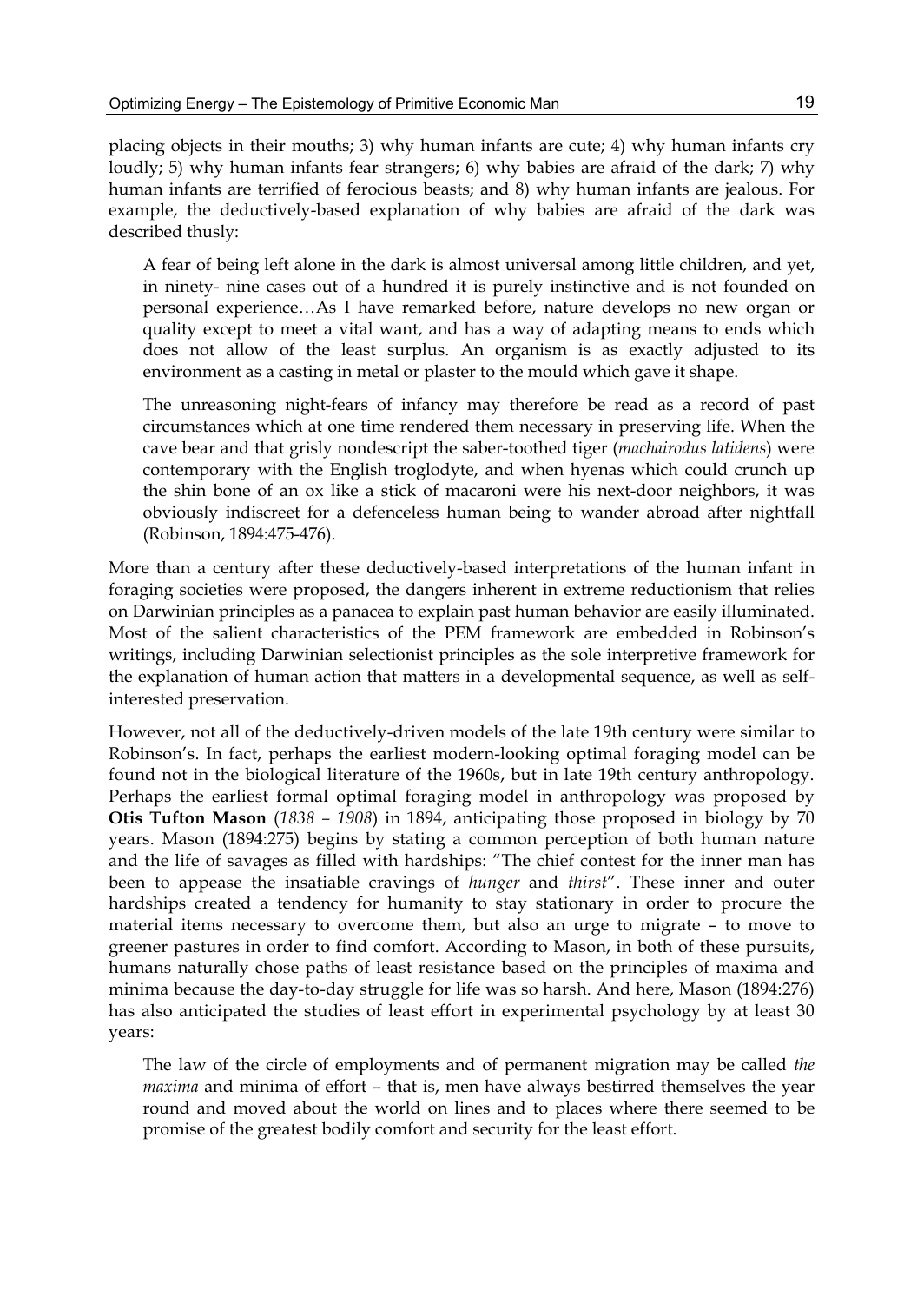placing objects in their mouths; 3) why human infants are cute; 4) why human infants cry loudly; 5) why human infants fear strangers; 6) why babies are afraid of the dark; 7) why human infants are terrified of ferocious beasts; and 8) why human infants are jealous. For example, the deductively-based explanation of why babies are afraid of the dark was described thusly:

> A fear of being left alone in the dark is almost universal among little children, and yet, in ninety- nine cases out of a hundred it is purely instinctive and is not founded on personal experience…As I have remarked before, nature develops no new organ or quality except to meet a vital want, and has a way of adapting means to ends which does not allow of the least surplus. An organism is as exactly adjusted to its environment as a casting in metal or plaster to the mould which gave it shape.
>
> The unreasoning night-fears of infancy may therefore be read as a record of past circumstances which at one time rendered them necessary in preserving life. When the cave bear and that grisly nondescript the saber-toothed tiger (*machairodus latidens*) were contemporary with the English troglodyte, and when hyenas which could crunch up the shin bone of an ox like a stick of macaroni were his next-door neighbors, it was obviously indiscreet for a defenceless human being to wander abroad after nightfall (Robinson, 1894:475-476).

More than a century after these deductively-based interpretations of the human infant in foraging societies were proposed, the dangers inherent in extreme reductionism that relies on Darwinian principles as a panacea to explain past human behavior are easily illuminated. Most of the salient characteristics of the PEM framework are embedded in Robinson's writings, including Darwinian selectionist principles as the sole interpretive framework for the explanation of human action that matters in a developmental sequence, as well as self-interested preservation.

However, not all of the deductively-driven models of the late 19th century were similar to Robinson's. In fact, perhaps the earliest modern-looking optimal foraging model can be found not in the biological literature of the 1960s, but in late 19th century anthropology. Perhaps the earliest formal optimal foraging model in anthropology was proposed by **Otis Tufton Mason** (*1838 – 1908*) in 1894, anticipating those proposed in biology by 70 years. Mason (1894:275) begins by stating a common perception of both human nature and the life of savages as filled with hardships: "The chief contest for the inner man has been to appease the insatiable cravings of *hunger* and *thirst*". These inner and outer hardships created a tendency for humanity to stay stationary in order to procure the material items necessary to overcome them, but also an urge to migrate – to move to greener pastures in order to find comfort. According to Mason, in both of these pursuits, humans naturally chose paths of least resistance based on the principles of maxima and minima because the day-to-day struggle for life was so harsh. And here, Mason (1894:276) has also anticipated the studies of least effort in experimental psychology by at least 30 years:

> The law of the circle of employments and of permanent migration may be called *the maxima* and minima of effort – that is, men have always bestirred themselves the year round and moved about the world on lines and to places where there seemed to be promise of the greatest bodily comfort and security for the least effort.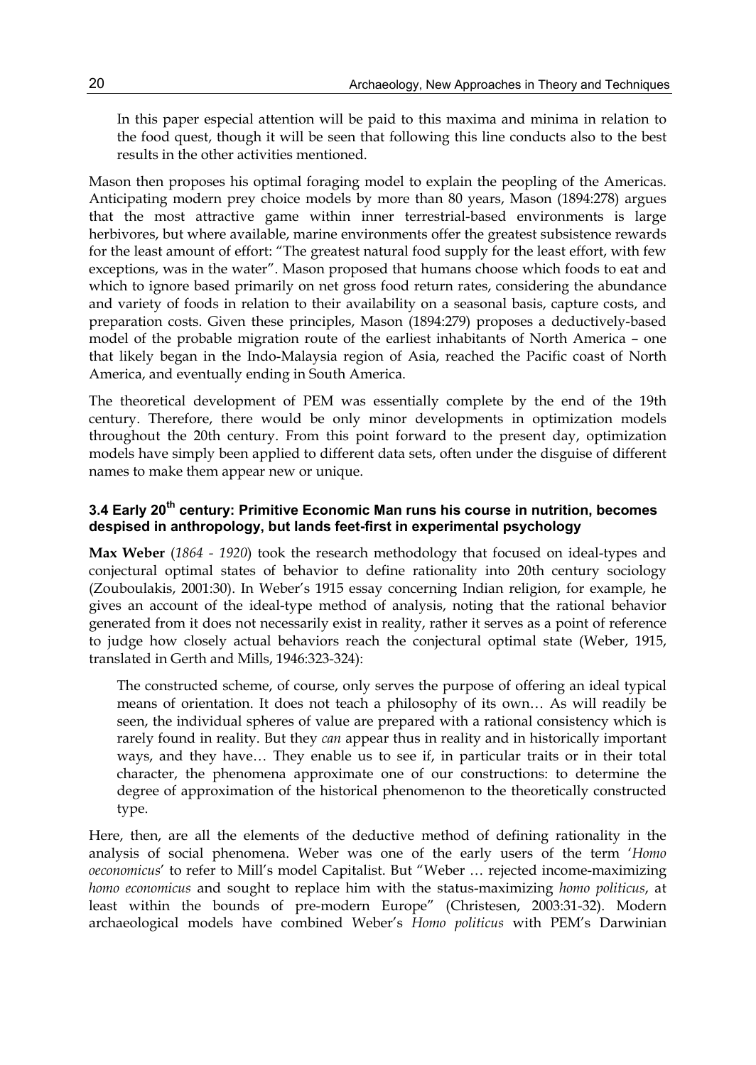> In this paper especial attention will be paid to this maxima and minima in relation to the food quest, though it will be seen that following this line conducts also to the best results in the other activities mentioned.

Mason then proposes his optimal foraging model to explain the peopling of the Americas. Anticipating modern prey choice models by more than 80 years, Mason (1894:278) argues that the most attractive game within inner terrestrial-based environments is large herbivores, but where available, marine environments offer the greatest subsistence rewards for the least amount of effort: "The greatest natural food supply for the least effort, with few exceptions, was in the water". Mason proposed that humans choose which foods to eat and which to ignore based primarily on net gross food return rates, considering the abundance and variety of foods in relation to their availability on a seasonal basis, capture costs, and preparation costs. Given these principles, Mason (1894:279) proposes a deductively-based model of the probable migration route of the earliest inhabitants of North America – one that likely began in the Indo-Malaysia region of Asia, reached the Pacific coast of North America, and eventually ending in South America.

The theoretical development of PEM was essentially complete by the end of the 19th century. Therefore, there would be only minor developments in optimization models throughout the 20th century. From this point forward to the present day, optimization models have simply been applied to different data sets, often under the disguise of different names to make them appear new or unique.

### 3.4 Early 20th century: Primitive Economic Man runs his course in nutrition, becomes despised in anthropology, but lands feet-first in experimental psychology

**Max Weber** (*1864 - 1920*) took the research methodology that focused on ideal-types and conjectural optimal states of behavior to define rationality into 20th century sociology (Zouboulakis, 2001:30). In Weber's 1915 essay concerning Indian religion, for example, he gives an account of the ideal-type method of analysis, noting that the rational behavior generated from it does not necessarily exist in reality, rather it serves as a point of reference to judge how closely actual behaviors reach the conjectural optimal state (Weber, 1915, translated in Gerth and Mills, 1946:323-324):

> The constructed scheme, of course, only serves the purpose of offering an ideal typical means of orientation. It does not teach a philosophy of its own… As will readily be seen, the individual spheres of value are prepared with a rational consistency which is rarely found in reality. But they *can* appear thus in reality and in historically important ways, and they have… They enable us to see if, in particular traits or in their total character, the phenomena approximate one of our constructions: to determine the degree of approximation of the historical phenomenon to the theoretically constructed type.

Here, then, are all the elements of the deductive method of defining rationality in the analysis of social phenomena. Weber was one of the early users of the term '*Homo oeconomicus*' to refer to Mill's model Capitalist. But "Weber … rejected income-maximizing *homo economicus* and sought to replace him with the status-maximizing *homo politicus*, at least within the bounds of pre-modern Europe" (Christesen, 2003:31-32). Modern archaeological models have combined Weber's *Homo politicus* with PEM's Darwinian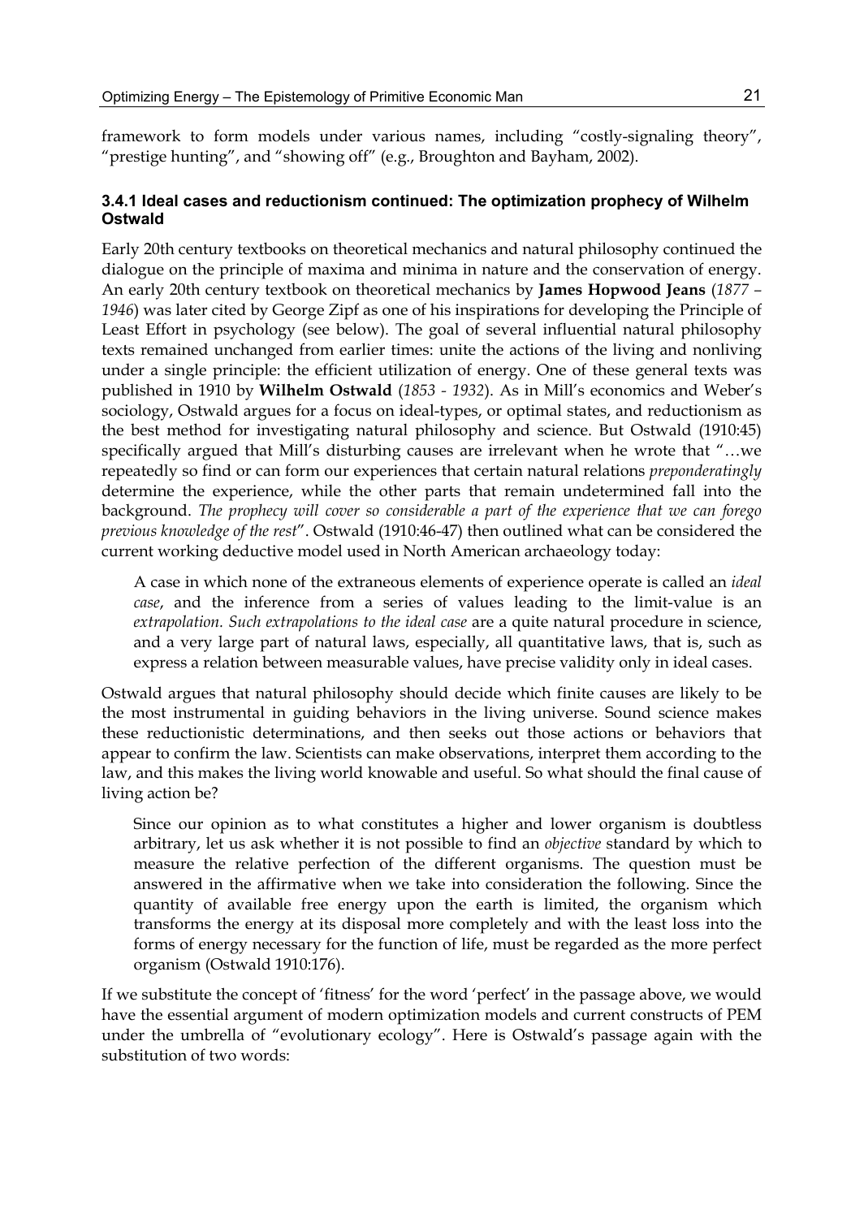framework to form models under various names, including "costly-signaling theory", "prestige hunting", and "showing off" (e.g., Broughton and Bayham, 2002).

### 3.4.1 Ideal cases and reductionism continued: The optimization prophecy of Wilhelm Ostwald

Early 20th century textbooks on theoretical mechanics and natural philosophy continued the dialogue on the principle of maxima and minima in nature and the conservation of energy. An early 20th century textbook on theoretical mechanics by **James Hopwood Jeans** (*1877 – 1946*) was later cited by George Zipf as one of his inspirations for developing the Principle of Least Effort in psychology (see below). The goal of several influential natural philosophy texts remained unchanged from earlier times: unite the actions of the living and nonliving under a single principle: the efficient utilization of energy. One of these general texts was published in 1910 by **Wilhelm Ostwald** (*1853 - 1932*). As in Mill's economics and Weber's sociology, Ostwald argues for a focus on ideal-types, or optimal states, and reductionism as the best method for investigating natural philosophy and science. But Ostwald (1910:45) specifically argued that Mill's disturbing causes are irrelevant when he wrote that "…we repeatedly so find or can form our experiences that certain natural relations *preponderatingly* determine the experience, while the other parts that remain undetermined fall into the background. *The prophecy will cover so considerable a part of the experience that we can forego previous knowledge of the rest*". Ostwald (1910:46-47) then outlined what can be considered the current working deductive model used in North American archaeology today:

> A case in which none of the extraneous elements of experience operate is called an *ideal case*, and the inference from a series of values leading to the limit-value is an *extrapolation*. *Such extrapolations to the ideal case* are a quite natural procedure in science, and a very large part of natural laws, especially, all quantitative laws, that is, such as express a relation between measurable values, have precise validity only in ideal cases.

Ostwald argues that natural philosophy should decide which finite causes are likely to be the most instrumental in guiding behaviors in the living universe. Sound science makes these reductionistic determinations, and then seeks out those actions or behaviors that appear to confirm the law. Scientists can make observations, interpret them according to the law, and this makes the living world knowable and useful. So what should the final cause of living action be?

> Since our opinion as to what constitutes a higher and lower organism is doubtless arbitrary, let us ask whether it is not possible to find an *objective* standard by which to measure the relative perfection of the different organisms. The question must be answered in the affirmative when we take into consideration the following. Since the quantity of available free energy upon the earth is limited, the organism which transforms the energy at its disposal more completely and with the least loss into the forms of energy necessary for the function of life, must be regarded as the more perfect organism (Ostwald 1910:176).

If we substitute the concept of 'fitness' for the word 'perfect' in the passage above, we would have the essential argument of modern optimization models and current constructs of PEM under the umbrella of "evolutionary ecology". Here is Ostwald's passage again with the substitution of two words: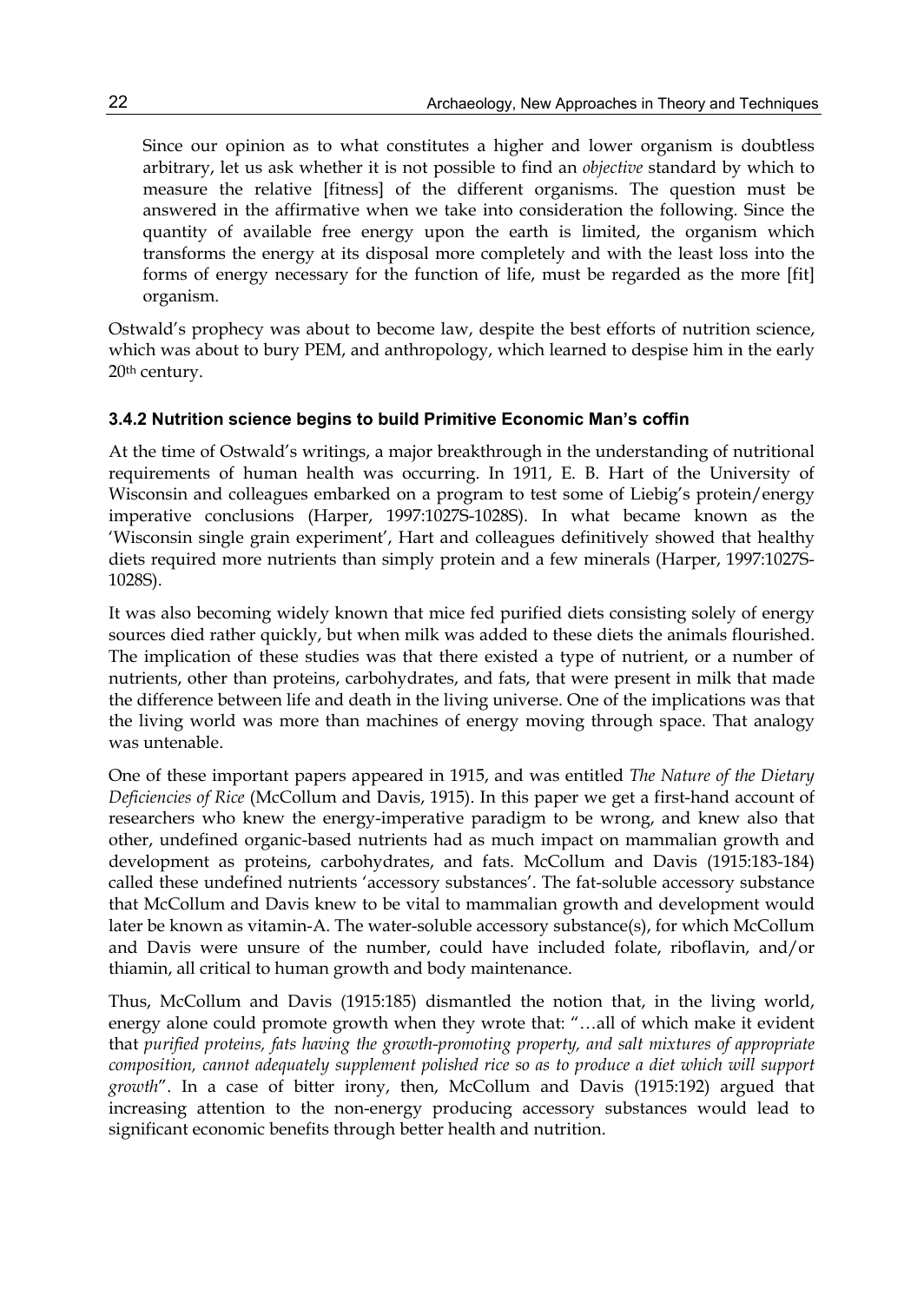> Since our opinion as to what constitutes a higher and lower organism is doubtless arbitrary, let us ask whether it is not possible to find an *objective* standard by which to measure the relative [fitness] of the different organisms. The question must be answered in the affirmative when we take into consideration the following. Since the quantity of available free energy upon the earth is limited, the organism which transforms the energy at its disposal more completely and with the least loss into the forms of energy necessary for the function of life, must be regarded as the more [fit] organism.

Ostwald's prophecy was about to become law, despite the best efforts of nutrition science, which was about to bury PEM, and anthropology, which learned to despise him in the early 20th century.

### 3.4.2 Nutrition science begins to build Primitive Economic Man's coffin

At the time of Ostwald's writings, a major breakthrough in the understanding of nutritional requirements of human health was occurring. In 1911, E. B. Hart of the University of Wisconsin and colleagues embarked on a program to test some of Liebig's protein/energy imperative conclusions (Harper, 1997:1027S-1028S). In what became known as the 'Wisconsin single grain experiment', Hart and colleagues definitively showed that healthy diets required more nutrients than simply protein and a few minerals (Harper, 1997:1027S-1028S).

It was also becoming widely known that mice fed purified diets consisting solely of energy sources died rather quickly, but when milk was added to these diets the animals flourished. The implication of these studies was that there existed a type of nutrient, or a number of nutrients, other than proteins, carbohydrates, and fats, that were present in milk that made the difference between life and death in the living universe. One of the implications was that the living world was more than machines of energy moving through space. That analogy was untenable.

One of these important papers appeared in 1915, and was entitled *The Nature of the Dietary Deficiencies of Rice* (McCollum and Davis, 1915). In this paper we get a first-hand account of researchers who knew the energy-imperative paradigm to be wrong, and knew also that other, undefined organic-based nutrients had as much impact on mammalian growth and development as proteins, carbohydrates, and fats. McCollum and Davis (1915:183-184) called these undefined nutrients 'accessory substances'. The fat-soluble accessory substance that McCollum and Davis knew to be vital to mammalian growth and development would later be known as vitamin-A. The water-soluble accessory substance(s), for which McCollum and Davis were unsure of the number, could have included folate, riboflavin, and/or thiamin, all critical to human growth and body maintenance.

Thus, McCollum and Davis (1915:185) dismantled the notion that, in the living world, energy alone could promote growth when they wrote that: "…all of which make it evident that *purified proteins, fats having the growth-promoting property, and salt mixtures of appropriate composition, cannot adequately supplement polished rice so as to produce a diet which will support growth*". In a case of bitter irony, then, McCollum and Davis (1915:192) argued that increasing attention to the non-energy producing accessory substances would lead to significant economic benefits through better health and nutrition.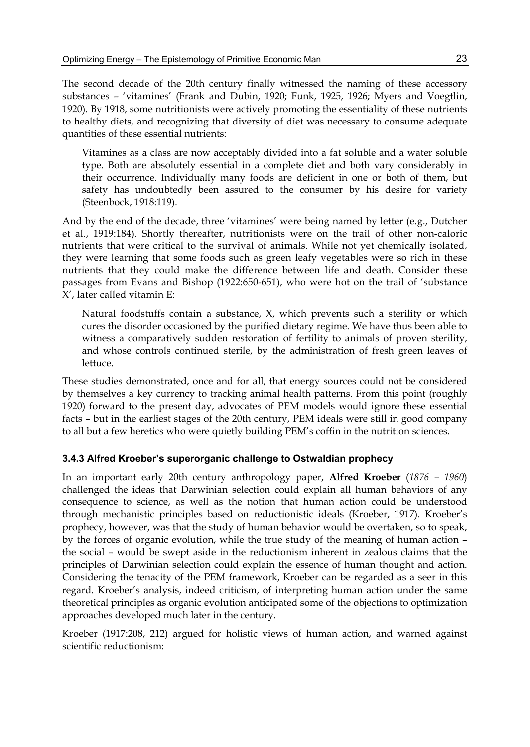The second decade of the 20th century finally witnessed the naming of these accessory substances – 'vitamines' (Frank and Dubin, 1920; Funk, 1925, 1926; Myers and Voegtlin, 1920). By 1918, some nutritionists were actively promoting the essentiality of these nutrients to healthy diets, and recognizing that diversity of diet was necessary to consume adequate quantities of these essential nutrients:

> Vitamines as a class are now acceptably divided into a fat soluble and a water soluble type. Both are absolutely essential in a complete diet and both vary considerably in their occurrence. Individually many foods are deficient in one or both of them, but safety has undoubtedly been assured to the consumer by his desire for variety (Steenbock, 1918:119).

And by the end of the decade, three 'vitamines' were being named by letter (e.g., Dutcher et al., 1919:184). Shortly thereafter, nutritionists were on the trail of other non-caloric nutrients that were critical to the survival of animals. While not yet chemically isolated, they were learning that some foods such as green leafy vegetables were so rich in these nutrients that they could make the difference between life and death. Consider these passages from Evans and Bishop (1922:650-651), who were hot on the trail of 'substance X', later called vitamin E:

> Natural foodstuffs contain a substance, X, which prevents such a sterility or which cures the disorder occasioned by the purified dietary regime. We have thus been able to witness a comparatively sudden restoration of fertility to animals of proven sterility, and whose controls continued sterile, by the administration of fresh green leaves of lettuce.

These studies demonstrated, once and for all, that energy sources could not be considered by themselves a key currency to tracking animal health patterns. From this point (roughly 1920) forward to the present day, advocates of PEM models would ignore these essential facts – but in the earliest stages of the 20th century, PEM ideals were still in good company to all but a few heretics who were quietly building PEM's coffin in the nutrition sciences.

### 3.4.3 Alfred Kroeber's superorganic challenge to Ostwaldian prophecy

In an important early 20th century anthropology paper, **Alfred Kroeber** (*1876 – 1960*) challenged the ideas that Darwinian selection could explain all human behaviors of any consequence to science, as well as the notion that human action could be understood through mechanistic principles based on reductionistic ideals (Kroeber, 1917). Kroeber's prophecy, however, was that the study of human behavior would be overtaken, so to speak, by the forces of organic evolution, while the true study of the meaning of human action – the social – would be swept aside in the reductionism inherent in zealous claims that the principles of Darwinian selection could explain the essence of human thought and action. Considering the tenacity of the PEM framework, Kroeber can be regarded as a seer in this regard. Kroeber's analysis, indeed criticism, of interpreting human action under the same theoretical principles as organic evolution anticipated some of the objections to optimization approaches developed much later in the century.

Kroeber (1917:208, 212) argued for holistic views of human action, and warned against scientific reductionism: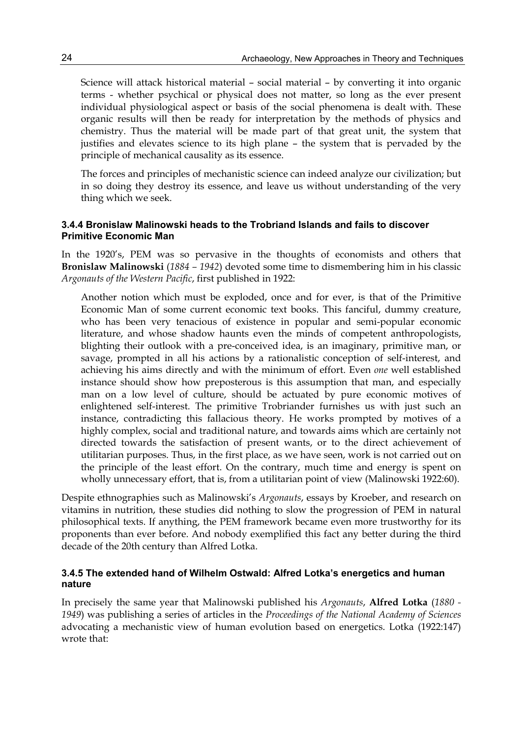> Science will attack historical material – social material – by converting it into organic terms - whether psychical or physical does not matter, so long as the ever present individual physiological aspect or basis of the social phenomena is dealt with. These organic results will then be ready for interpretation by the methods of physics and chemistry. Thus the material will be made part of that great unit, the system that justifies and elevates science to its high plane – the system that is pervaded by the principle of mechanical causality as its essence.
>
> The forces and principles of mechanistic science can indeed analyze our civilization; but in so doing they destroy its essence, and leave us without understanding of the very thing which we seek.

### 3.4.4 Bronislaw Malinowski heads to the Trobriand Islands and fails to discover Primitive Economic Man

In the 1920's, PEM was so pervasive in the thoughts of economists and others that **Bronislaw Malinowski** (*1884 – 1942*) devoted some time to dismembering him in his classic *Argonauts of the Western Pacific*, first published in 1922:

> Another notion which must be exploded, once and for ever, is that of the Primitive Economic Man of some current economic text books. This fanciful, dummy creature, who has been very tenacious of existence in popular and semi-popular economic literature, and whose shadow haunts even the minds of competent anthropologists, blighting their outlook with a pre-conceived idea, is an imaginary, primitive man, or savage, prompted in all his actions by a rationalistic conception of self-interest, and achieving his aims directly and with the minimum of effort. Even *one* well established instance should show how preposterous is this assumption that man, and especially man on a low level of culture, should be actuated by pure economic motives of enlightened self-interest. The primitive Trobriander furnishes us with just such an instance, contradicting this fallacious theory. He works prompted by motives of a highly complex, social and traditional nature, and towards aims which are certainly not directed towards the satisfaction of present wants, or to the direct achievement of utilitarian purposes. Thus, in the first place, as we have seen, work is not carried out on the principle of the least effort. On the contrary, much time and energy is spent on wholly unnecessary effort, that is, from a utilitarian point of view (Malinowski 1922:60).

Despite ethnographies such as Malinowski's *Argonauts*, essays by Kroeber, and research on vitamins in nutrition, these studies did nothing to slow the progression of PEM in natural philosophical texts. If anything, the PEM framework became even more trustworthy for its proponents than ever before. And nobody exemplified this fact any better during the third decade of the 20th century than Alfred Lotka.

### 3.4.5 The extended hand of Wilhelm Ostwald: Alfred Lotka's energetics and human nature

In precisely the same year that Malinowski published his *Argonauts*, **Alfred Lotka** (*1880 - 1949*) was publishing a series of articles in the *Proceedings of the National Academy of Sciences* advocating a mechanistic view of human evolution based on energetics. Lotka (1922:147) wrote that: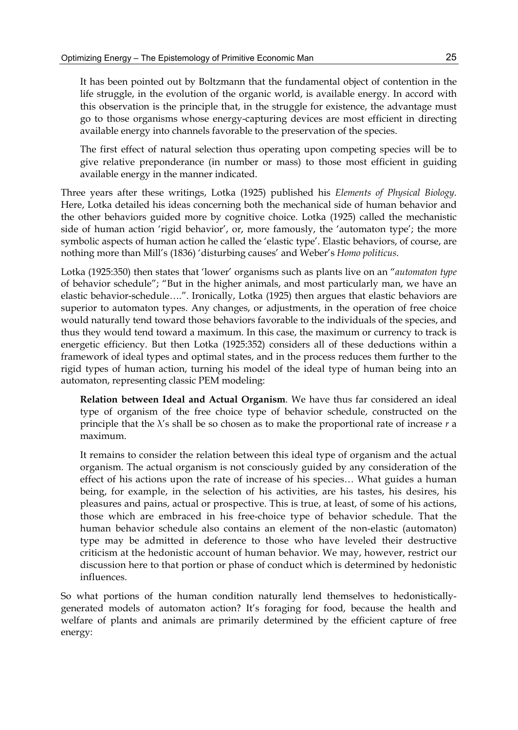> It has been pointed out by Boltzmann that the fundamental object of contention in the life struggle, in the evolution of the organic world, is available energy. In accord with this observation is the principle that, in the struggle for existence, the advantage must go to those organisms whose energy-capturing devices are most efficient in directing available energy into channels favorable to the preservation of the species.
>
> The first effect of natural selection thus operating upon competing species will be to give relative preponderance (in number or mass) to those most efficient in guiding available energy in the manner indicated.

Three years after these writings, Lotka (1925) published his *Elements of Physical Biology*. Here, Lotka detailed his ideas concerning both the mechanical side of human behavior and the other behaviors guided more by cognitive choice. Lotka (1925) called the mechanistic side of human action 'rigid behavior', or, more famously, the 'automaton type'; the more symbolic aspects of human action he called the 'elastic type'. Elastic behaviors, of course, are nothing more than Mill's (1836) 'disturbing causes' and Weber's *Homo politicus*.

Lotka (1925:350) then states that 'lower' organisms such as plants live on an "*automaton type* of behavior schedule"; "But in the higher animals, and most particularly man, we have an elastic behavior-schedule….". Ironically, Lotka (1925) then argues that elastic behaviors are superior to automaton types. Any changes, or adjustments, in the operation of free choice would naturally tend toward those behaviors favorable to the individuals of the species, and thus they would tend toward a maximum. In this case, the maximum or currency to track is energetic efficiency. But then Lotka (1925:352) considers all of these deductions within a framework of ideal types and optimal states, and in the process reduces them further to the rigid types of human action, turning his model of the ideal type of human being into an automaton, representing classic PEM modeling:

> **Relation between Ideal and Actual Organism**. We have thus far considered an ideal type of organism of the free choice type of behavior schedule, constructed on the principle that the $\lambda$'s shall be so chosen as to make the proportional rate of increase $r$ a maximum.
>
> It remains to consider the relation between this ideal type of organism and the actual organism. The actual organism is not consciously guided by any consideration of the effect of his actions upon the rate of increase of his species… What guides a human being, for example, in the selection of his activities, are his tastes, his desires, his pleasures and pains, actual or prospective. This is true, at least, of some of his actions, those which are embraced in his free-choice type of behavior schedule. That the human behavior schedule also contains an element of the non-elastic (automaton) type may be admitted in deference to those who have leveled their destructive criticism at the hedonistic account of human behavior. We may, however, restrict our discussion here to that portion or phase of conduct which is determined by hedonistic influences.

So what portions of the human condition naturally lend themselves to hedonistically-generated models of automaton action? It's foraging for food, because the health and welfare of plants and animals are primarily determined by the efficient capture of free energy: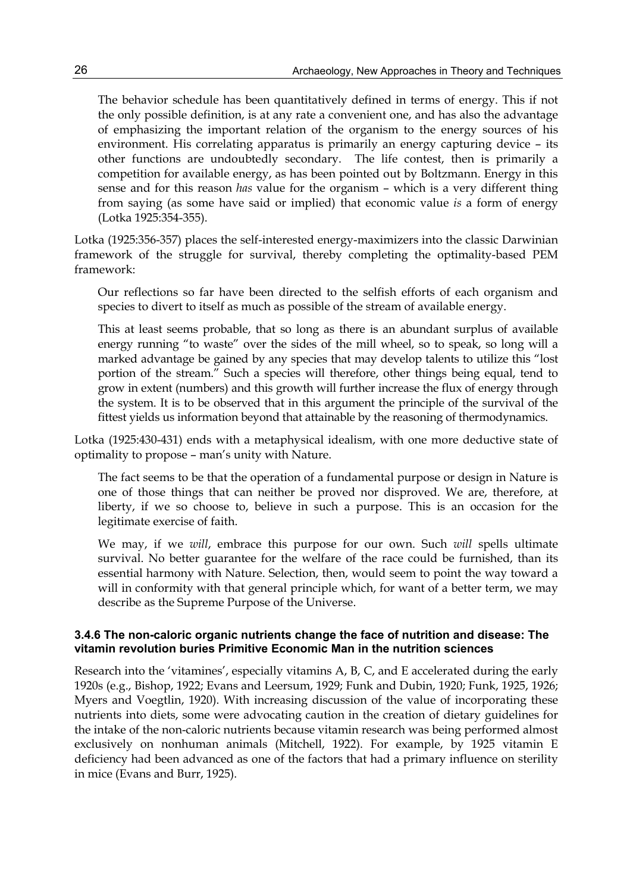> The behavior schedule has been quantitatively defined in terms of energy. This if not the only possible definition, is at any rate a convenient one, and has also the advantage of emphasizing the important relation of the organism to the energy sources of his environment. His correlating apparatus is primarily an energy capturing device – its other functions are undoubtedly secondary. The life contest, then is primarily a competition for available energy, as has been pointed out by Boltzmann. Energy in this sense and for this reason *has* value for the organism – which is a very different thing from saying (as some have said or implied) that economic value *is* a form of energy (Lotka 1925:354-355).

Lotka (1925:356-357) places the self-interested energy-maximizers into the classic Darwinian framework of the struggle for survival, thereby completing the optimality-based PEM framework:

> Our reflections so far have been directed to the selfish efforts of each organism and species to divert to itself as much as possible of the stream of available energy.
>
> This at least seems probable, that so long as there is an abundant surplus of available energy running "to waste" over the sides of the mill wheel, so to speak, so long will a marked advantage be gained by any species that may develop talents to utilize this "lost portion of the stream." Such a species will therefore, other things being equal, tend to grow in extent (numbers) and this growth will further increase the flux of energy through the system. It is to be observed that in this argument the principle of the survival of the fittest yields us information beyond that attainable by the reasoning of thermodynamics.

Lotka (1925:430-431) ends with a metaphysical idealism, with one more deductive state of optimality to propose – man's unity with Nature.

> The fact seems to be that the operation of a fundamental purpose or design in Nature is one of those things that can neither be proved nor disproved. We are, therefore, at liberty, if we so choose to, believe in such a purpose. This is an occasion for the legitimate exercise of faith.
>
> We may, if we *will*, embrace this purpose for our own. Such *will* spells ultimate survival. No better guarantee for the welfare of the race could be furnished, than its essential harmony with Nature. Selection, then, would seem to point the way toward a will in conformity with that general principle which, for want of a better term, we may describe as the Supreme Purpose of the Universe.

#### 3.4.6 The non-caloric organic nutrients change the face of nutrition and disease: The vitamin revolution buries Primitive Economic Man in the nutrition sciences

Research into the 'vitamines', especially vitamins A, B, C, and E accelerated during the early 1920s (e.g., Bishop, 1922; Evans and Leersum, 1929; Funk and Dubin, 1920; Funk, 1925, 1926; Myers and Voegtlin, 1920). With increasing discussion of the value of incorporating these nutrients into diets, some were advocating caution in the creation of dietary guidelines for the intake of the non-caloric nutrients because vitamin research was being performed almost exclusively on nonhuman animals (Mitchell, 1922). For example, by 1925 vitamin E deficiency had been advanced as one of the factors that had a primary influence on sterility in mice (Evans and Burr, 1925).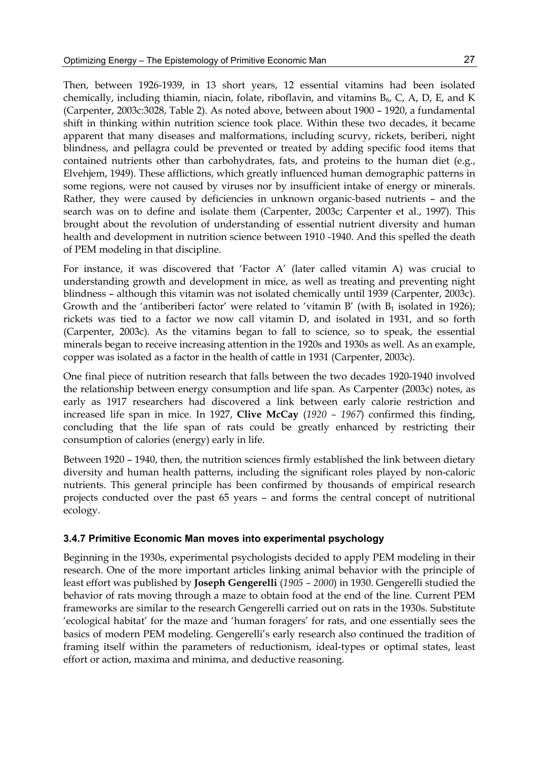Then, between 1926-1939, in 13 short years, 12 essential vitamins had been isolated chemically, including thiamin, niacin, folate, riboflavin, and vitamins $B_6$, C, A, D, E, and K (Carpenter, 2003c:3028, Table 2). As noted above, between about 1900 – 1920, a fundamental shift in thinking within nutrition science took place. Within these two decades, it became apparent that many diseases and malformations, including scurvy, rickets, beriberi, night blindness, and pellagra could be prevented or treated by adding specific food items that contained nutrients other than carbohydrates, fats, and proteins to the human diet (e.g., Elvehjem, 1949). These afflictions, which greatly influenced human demographic patterns in some regions, were not caused by viruses nor by insufficient intake of energy or minerals. Rather, they were caused by deficiencies in unknown organic-based nutrients – and the search was on to define and isolate them (Carpenter, 2003c; Carpenter et al., 1997). This brought about the revolution of understanding of essential nutrient diversity and human health and development in nutrition science between 1910 -1940. And this spelled the death of PEM modeling in that discipline.

For instance, it was discovered that 'Factor A' (later called vitamin A) was crucial to understanding growth and development in mice, as well as treating and preventing night blindness – although this vitamin was not isolated chemically until 1939 (Carpenter, 2003c). Growth and the 'antiberiberi factor' were related to 'vitamin B' (with $B_1$ isolated in 1926); rickets was tied to a factor we now call vitamin D, and isolated in 1931, and so forth (Carpenter, 2003c). As the vitamins began to fall to science, so to speak, the essential minerals began to receive increasing attention in the 1920s and 1930s as well. As an example, copper was isolated as a factor in the health of cattle in 1931 (Carpenter, 2003c).

One final piece of nutrition research that falls between the two decades 1920-1940 involved the relationship between energy consumption and life span. As Carpenter (2003c) notes, as early as 1917 researchers had discovered a link between early calorie restriction and increased life span in mice. In 1927, **Clive McCay** (*1920 – 1967*) confirmed this finding, concluding that the life span of rats could be greatly enhanced by restricting their consumption of calories (energy) early in life.

Between 1920 – 1940, then, the nutrition sciences firmly established the link between dietary diversity and human health patterns, including the significant roles played by non-caloric nutrients. This general principle has been confirmed by thousands of empirical research projects conducted over the past 65 years – and forms the central concept of nutritional ecology.

### 3.4.7 Primitive Economic Man moves into experimental psychology

Beginning in the 1930s, experimental psychologists decided to apply PEM modeling in their research. One of the more important articles linking animal behavior with the principle of least effort was published by **Joseph Gengerelli** (*1905 – 2000*) in 1930. Gengerelli studied the behavior of rats moving through a maze to obtain food at the end of the line. Current PEM frameworks are similar to the research Gengerelli carried out on rats in the 1930s. Substitute 'ecological habitat' for the maze and 'human foragers' for rats, and one essentially sees the basics of modern PEM modeling. Gengerelli's early research also continued the tradition of framing itself within the parameters of reductionism, ideal-types or optimal states, least effort or action, maxima and minima, and deductive reasoning.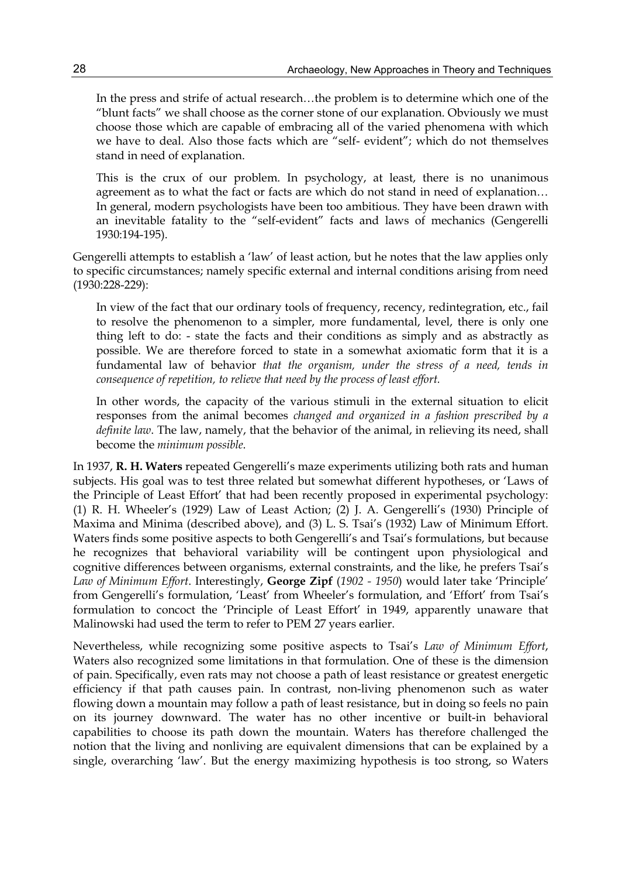> In the press and strife of actual research…the problem is to determine which one of the "blunt facts" we shall choose as the corner stone of our explanation. Obviously we must choose those which are capable of embracing all of the varied phenomena with which we have to deal. Also those facts which are "self- evident"; which do not themselves stand in need of explanation.
>
> This is the crux of our problem. In psychology, at least, there is no unanimous agreement as to what the fact or facts are which do not stand in need of explanation… In general, modern psychologists have been too ambitious. They have been drawn with an inevitable fatality to the "self-evident" facts and laws of mechanics (Gengerelli 1930:194-195).

Gengerelli attempts to establish a 'law' of least action, but he notes that the law applies only to specific circumstances; namely specific external and internal conditions arising from need (1930:228-229):

> In view of the fact that our ordinary tools of frequency, recency, redintegration, etc., fail to resolve the phenomenon to a simpler, more fundamental, level, there is only one thing left to do: - state the facts and their conditions as simply and as abstractly as possible. We are therefore forced to state in a somewhat axiomatic form that it is a fundamental law of behavior *that the organism, under the stress of a need, tends in consequence of repetition, to relieve that need by the process of least effort.*
>
> In other words, the capacity of the various stimuli in the external situation to elicit responses from the animal becomes *changed and organized in a fashion prescribed by a definite law*. The law, namely, that the behavior of the animal, in relieving its need, shall become the *minimum possible*.

In 1937, **R. H. Waters** repeated Gengerelli's maze experiments utilizing both rats and human subjects. His goal was to test three related but somewhat different hypotheses, or 'Laws of the Principle of Least Effort' that had been recently proposed in experimental psychology: (1) R. H. Wheeler's (1929) Law of Least Action; (2) J. A. Gengerelli's (1930) Principle of Maxima and Minima (described above), and (3) L. S. Tsai's (1932) Law of Minimum Effort. Waters finds some positive aspects to both Gengerelli's and Tsai's formulations, but because he recognizes that behavioral variability will be contingent upon physiological and cognitive differences between organisms, external constraints, and the like, he prefers Tsai's *Law of Minimum Effort*. Interestingly, **George Zipf** (*1902 - 1950*) would later take 'Principle' from Gengerelli's formulation, 'Least' from Wheeler's formulation, and 'Effort' from Tsai's formulation to concoct the 'Principle of Least Effort' in 1949, apparently unaware that Malinowski had used the term to refer to PEM 27 years earlier.

Nevertheless, while recognizing some positive aspects to Tsai's *Law of Minimum Effort*, Waters also recognized some limitations in that formulation. One of these is the dimension of pain. Specifically, even rats may not choose a path of least resistance or greatest energetic efficiency if that path causes pain. In contrast, non-living phenomenon such as water flowing down a mountain may follow a path of least resistance, but in doing so feels no pain on its journey downward. The water has no other incentive or built-in behavioral capabilities to choose its path down the mountain. Waters has therefore challenged the notion that the living and nonliving are equivalent dimensions that can be explained by a single, overarching 'law'. But the energy maximizing hypothesis is too strong, so Waters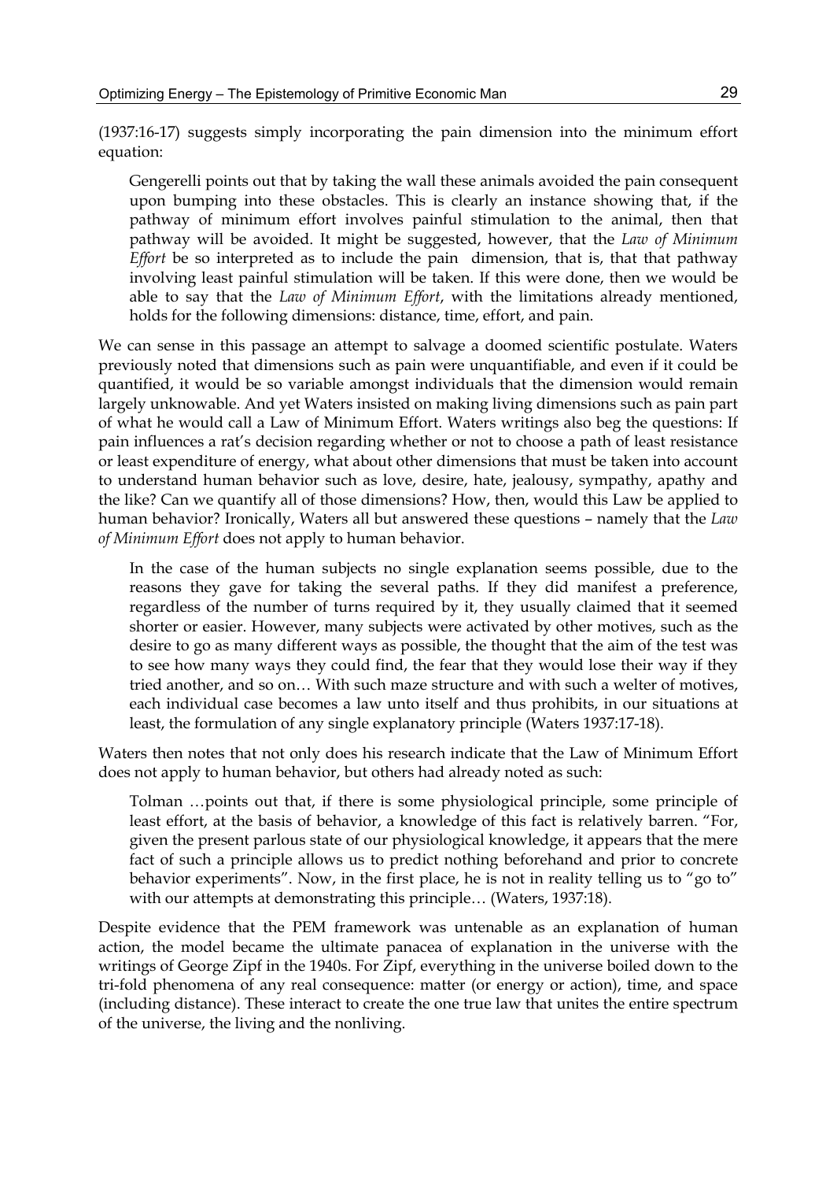(1937:16-17) suggests simply incorporating the pain dimension into the minimum effort equation:

> Gengerelli points out that by taking the wall these animals avoided the pain consequent upon bumping into these obstacles. This is clearly an instance showing that, if the pathway of minimum effort involves painful stimulation to the animal, then that pathway will be avoided. It might be suggested, however, that the *Law of Minimum Effort* be so interpreted as to include the pain dimension, that is, that that pathway involving least painful stimulation will be taken. If this were done, then we would be able to say that the *Law of Minimum Effort*, with the limitations already mentioned, holds for the following dimensions: distance, time, effort, and pain.

We can sense in this passage an attempt to salvage a doomed scientific postulate. Waters previously noted that dimensions such as pain were unquantifiable, and even if it could be quantified, it would be so variable amongst individuals that the dimension would remain largely unknowable. And yet Waters insisted on making living dimensions such as pain part of what he would call a Law of Minimum Effort. Waters writings also beg the questions: If pain influences a rat's decision regarding whether or not to choose a path of least resistance or least expenditure of energy, what about other dimensions that must be taken into account to understand human behavior such as love, desire, hate, jealousy, sympathy, apathy and the like? Can we quantify all of those dimensions? How, then, would this Law be applied to human behavior? Ironically, Waters all but answered these questions – namely that the *Law of Minimum Effort* does not apply to human behavior.

> In the case of the human subjects no single explanation seems possible, due to the reasons they gave for taking the several paths. If they did manifest a preference, regardless of the number of turns required by it, they usually claimed that it seemed shorter or easier. However, many subjects were activated by other motives, such as the desire to go as many different ways as possible, the thought that the aim of the test was to see how many ways they could find, the fear that they would lose their way if they tried another, and so on… With such maze structure and with such a welter of motives, each individual case becomes a law unto itself and thus prohibits, in our situations at least, the formulation of any single explanatory principle (Waters 1937:17-18).

Waters then notes that not only does his research indicate that the Law of Minimum Effort does not apply to human behavior, but others had already noted as such:

> Tolman …points out that, if there is some physiological principle, some principle of least effort, at the basis of behavior, a knowledge of this fact is relatively barren. "For, given the present parlous state of our physiological knowledge, it appears that the mere fact of such a principle allows us to predict nothing beforehand and prior to concrete behavior experiments". Now, in the first place, he is not in reality telling us to "go to" with our attempts at demonstrating this principle… (Waters, 1937:18).

Despite evidence that the PEM framework was untenable as an explanation of human action, the model became the ultimate panacea of explanation in the universe with the writings of George Zipf in the 1940s. For Zipf, everything in the universe boiled down to the tri-fold phenomena of any real consequence: matter (or energy or action), time, and space (including distance). These interact to create the one true law that unites the entire spectrum of the universe, the living and the nonliving.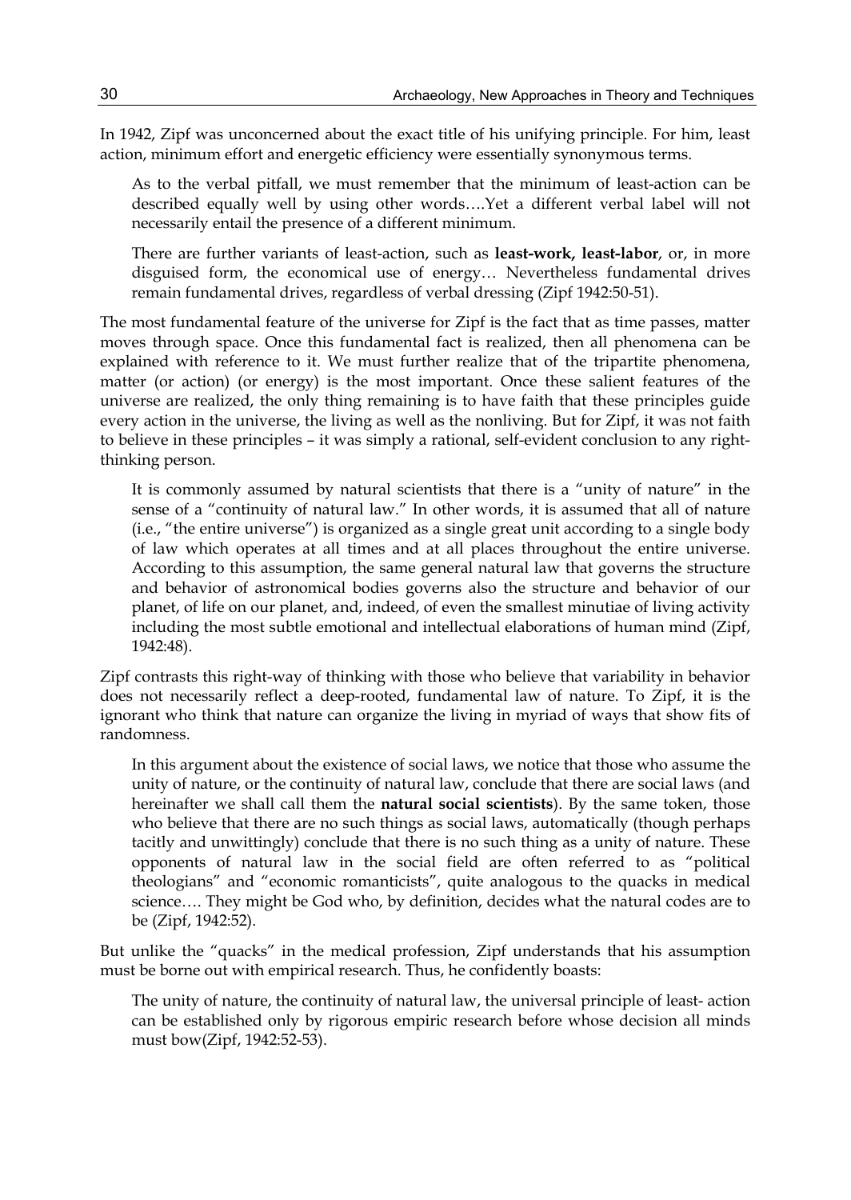In 1942, Zipf was unconcerned about the exact title of his unifying principle. For him, least action, minimum effort and energetic efficiency were essentially synonymous terms.

> As to the verbal pitfall, we must remember that the minimum of least-action can be described equally well by using other words….Yet a different verbal label will not necessarily entail the presence of a different minimum.
>
> There are further variants of least-action, such as **least-work, least-labor**, or, in more disguised form, the economical use of energy… Nevertheless fundamental drives remain fundamental drives, regardless of verbal dressing (Zipf 1942:50-51).

The most fundamental feature of the universe for Zipf is the fact that as time passes, matter moves through space. Once this fundamental fact is realized, then all phenomena can be explained with reference to it. We must further realize that of the tripartite phenomena, matter (or action) (or energy) is the most important. Once these salient features of the universe are realized, the only thing remaining is to have faith that these principles guide every action in the universe, the living as well as the nonliving. But for Zipf, it was not faith to believe in these principles – it was simply a rational, self-evident conclusion to any right-thinking person.

> It is commonly assumed by natural scientists that there is a "unity of nature" in the sense of a "continuity of natural law." In other words, it is assumed that all of nature (i.e., "the entire universe") is organized as a single great unit according to a single body of law which operates at all times and at all places throughout the entire universe. According to this assumption, the same general natural law that governs the structure and behavior of astronomical bodies governs also the structure and behavior of our planet, of life on our planet, and, indeed, of even the smallest minutiae of living activity including the most subtle emotional and intellectual elaborations of human mind (Zipf, 1942:48).

Zipf contrasts this right-way of thinking with those who believe that variability in behavior does not necessarily reflect a deep-rooted, fundamental law of nature. To Zipf, it is the ignorant who think that nature can organize the living in myriad of ways that show fits of randomness.

> In this argument about the existence of social laws, we notice that those who assume the unity of nature, or the continuity of natural law, conclude that there are social laws (and hereinafter we shall call them the **natural social scientists**). By the same token, those who believe that there are no such things as social laws, automatically (though perhaps tacitly and unwittingly) conclude that there is no such thing as a unity of nature. These opponents of natural law in the social field are often referred to as "political theologians" and "economic romanticists", quite analogous to the quacks in medical science…. They might be God who, by definition, decides what the natural codes are to be (Zipf, 1942:52).

But unlike the "quacks" in the medical profession, Zipf understands that his assumption must be borne out with empirical research. Thus, he confidently boasts:

> The unity of nature, the continuity of natural law, the universal principle of least- action can be established only by rigorous empiric research before whose decision all minds must bow(Zipf, 1942:52-53).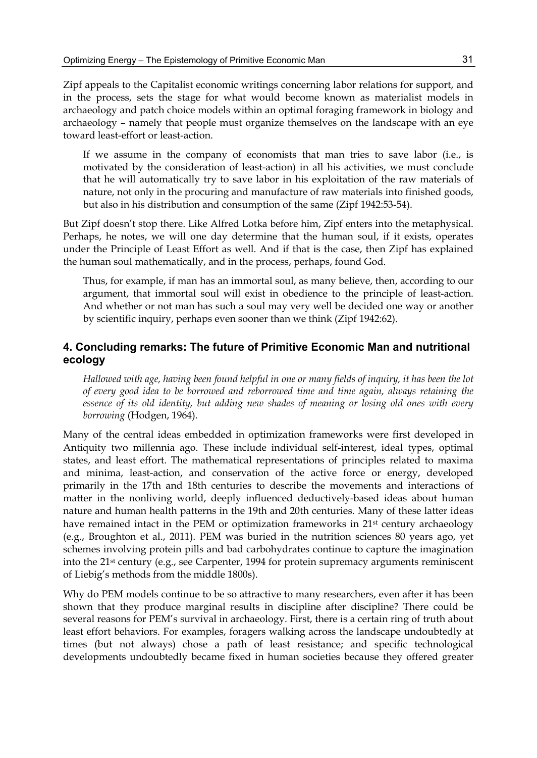Zipf appeals to the Capitalist economic writings concerning labor relations for support, and in the process, sets the stage for what would become known as materialist models in archaeology and patch choice models within an optimal foraging framework in biology and archaeology – namely that people must organize themselves on the landscape with an eye toward least-effort or least-action.

> If we assume in the company of economists that man tries to save labor (i.e., is motivated by the consideration of least-action) in all his activities, we must conclude that he will automatically try to save labor in his exploitation of the raw materials of nature, not only in the procuring and manufacture of raw materials into finished goods, but also in his distribution and consumption of the same (Zipf 1942:53-54).

But Zipf doesn't stop there. Like Alfred Lotka before him, Zipf enters into the metaphysical. Perhaps, he notes, we will one day determine that the human soul, if it exists, operates under the Principle of Least Effort as well. And if that is the case, then Zipf has explained the human soul mathematically, and in the process, perhaps, found God.

> Thus, for example, if man has an immortal soul, as many believe, then, according to our argument, that immortal soul will exist in obedience to the principle of least-action. And whether or not man has such a soul may very well be decided one way or another by scientific inquiry, perhaps even sooner than we think (Zipf 1942:62).

## 4. Concluding remarks: The future of Primitive Economic Man and nutritional ecology

> *Hallowed with age, having been found helpful in one or many fields of inquiry, it has been the lot of every good idea to be borrowed and reborrowed time and time again, always retaining the essence of its old identity, but adding new shades of meaning or losing old ones with every borrowing* (Hodgen, 1964).

Many of the central ideas embedded in optimization frameworks were first developed in Antiquity two millennia ago. These include individual self-interest, ideal types, optimal states, and least effort. The mathematical representations of principles related to maxima and minima, least-action, and conservation of the active force or energy, developed primarily in the 17th and 18th centuries to describe the movements and interactions of matter in the nonliving world, deeply influenced deductively-based ideas about human nature and human health patterns in the 19th and 20th centuries. Many of these latter ideas have remained intact in the PEM or optimization frameworks in 21st century archaeology (e.g., Broughton et al., 2011). PEM was buried in the nutrition sciences 80 years ago, yet schemes involving protein pills and bad carbohydrates continue to capture the imagination into the 21st century (e.g., see Carpenter, 1994 for protein supremacy arguments reminiscent of Liebig's methods from the middle 1800s).

Why do PEM models continue to be so attractive to many researchers, even after it has been shown that they produce marginal results in discipline after discipline? There could be several reasons for PEM's survival in archaeology. First, there is a certain ring of truth about least effort behaviors. For examples, foragers walking across the landscape undoubtedly at times (but not always) chose a path of least resistance; and specific technological developments undoubtedly became fixed in human societies because they offered greater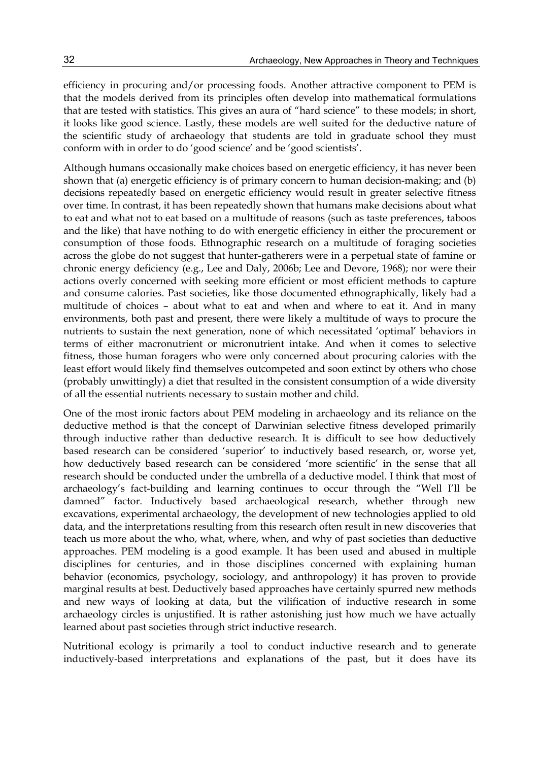efficiency in procuring and/or processing foods. Another attractive component to PEM is that the models derived from its principles often develop into mathematical formulations that are tested with statistics. This gives an aura of "hard science" to these models; in short, it looks like good science. Lastly, these models are well suited for the deductive nature of the scientific study of archaeology that students are told in graduate school they must conform with in order to do 'good science' and be 'good scientists'.

Although humans occasionally make choices based on energetic efficiency, it has never been shown that (a) energetic efficiency is of primary concern to human decision-making; and (b) decisions repeatedly based on energetic efficiency would result in greater selective fitness over time. In contrast, it has been repeatedly shown that humans make decisions about what to eat and what not to eat based on a multitude of reasons (such as taste preferences, taboos and the like) that have nothing to do with energetic efficiency in either the procurement or consumption of those foods. Ethnographic research on a multitude of foraging societies across the globe do not suggest that hunter-gatherers were in a perpetual state of famine or chronic energy deficiency (e.g., Lee and Daly, 2006b; Lee and Devore, 1968); nor were their actions overly concerned with seeking more efficient or most efficient methods to capture and consume calories. Past societies, like those documented ethnographically, likely had a multitude of choices – about what to eat and when and where to eat it. And in many environments, both past and present, there were likely a multitude of ways to procure the nutrients to sustain the next generation, none of which necessitated 'optimal' behaviors in terms of either macronutrient or micronutrient intake. And when it comes to selective fitness, those human foragers who were only concerned about procuring calories with the least effort would likely find themselves outcompeted and soon extinct by others who chose (probably unwittingly) a diet that resulted in the consistent consumption of a wide diversity of all the essential nutrients necessary to sustain mother and child.

One of the most ironic factors about PEM modeling in archaeology and its reliance on the deductive method is that the concept of Darwinian selective fitness developed primarily through inductive rather than deductive research. It is difficult to see how deductively based research can be considered 'superior' to inductively based research, or, worse yet, how deductively based research can be considered 'more scientific' in the sense that all research should be conducted under the umbrella of a deductive model. I think that most of archaeology's fact-building and learning continues to occur through the "Well I'll be damned" factor. Inductively based archaeological research, whether through new excavations, experimental archaeology, the development of new technologies applied to old data, and the interpretations resulting from this research often result in new discoveries that teach us more about the who, what, where, when, and why of past societies than deductive approaches. PEM modeling is a good example. It has been used and abused in multiple disciplines for centuries, and in those disciplines concerned with explaining human behavior (economics, psychology, sociology, and anthropology) it has proven to provide marginal results at best. Deductively based approaches have certainly spurred new methods and new ways of looking at data, but the vilification of inductive research in some archaeology circles is unjustified. It is rather astonishing just how much we have actually learned about past societies through strict inductive research.

Nutritional ecology is primarily a tool to conduct inductive research and to generate inductively-based interpretations and explanations of the past, but it does have its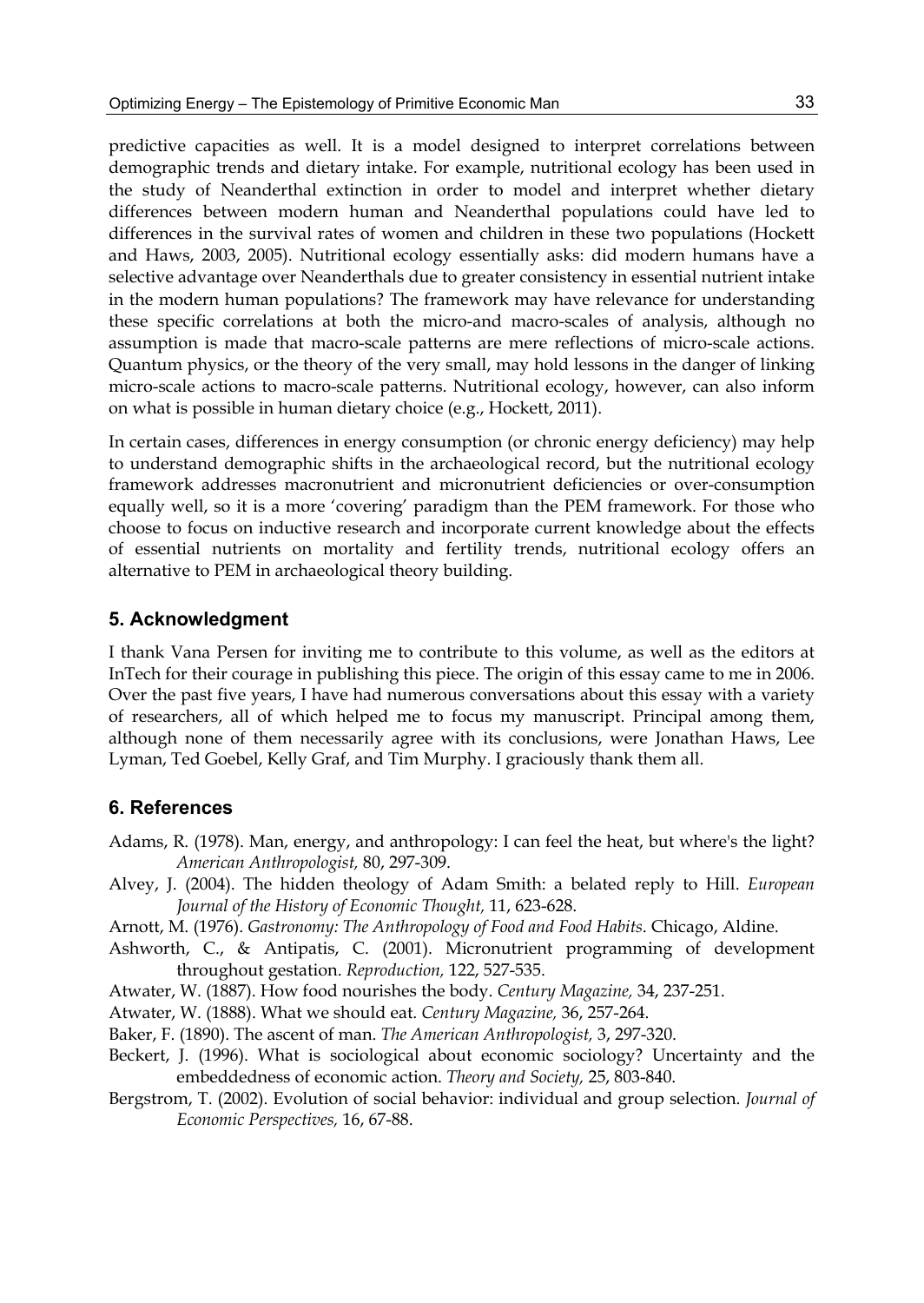predictive capacities as well. It is a model designed to interpret correlations between demographic trends and dietary intake. For example, nutritional ecology has been used in the study of Neanderthal extinction in order to model and interpret whether dietary differences between modern human and Neanderthal populations could have led to differences in the survival rates of women and children in these two populations (Hockett and Haws, 2003, 2005). Nutritional ecology essentially asks: did modern humans have a selective advantage over Neanderthals due to greater consistency in essential nutrient intake in the modern human populations? The framework may have relevance for understanding these specific correlations at both the micro-and macro-scales of analysis, although no assumption is made that macro-scale patterns are mere reflections of micro-scale actions. Quantum physics, or the theory of the very small, may hold lessons in the danger of linking micro-scale actions to macro-scale patterns. Nutritional ecology, however, can also inform on what is possible in human dietary choice (e.g., Hockett, 2011).

In certain cases, differences in energy consumption (or chronic energy deficiency) may help to understand demographic shifts in the archaeological record, but the nutritional ecology framework addresses macronutrient and micronutrient deficiencies or over-consumption equally well, so it is a more 'covering' paradigm than the PEM framework. For those who choose to focus on inductive research and incorporate current knowledge about the effects of essential nutrients on mortality and fertility trends, nutritional ecology offers an alternative to PEM in archaeological theory building.

## 5. Acknowledgment

I thank Vana Persen for inviting me to contribute to this volume, as well as the editors at InTech for their courage in publishing this piece. The origin of this essay came to me in 2006. Over the past five years, I have had numerous conversations about this essay with a variety of researchers, all of which helped me to focus my manuscript. Principal among them, although none of them necessarily agree with its conclusions, were Jonathan Haws, Lee Lyman, Ted Goebel, Kelly Graf, and Tim Murphy. I graciously thank them all.

## 6. References

Adams, R. (1978). Man, energy, and anthropology: I can feel the heat, but where's the light? *American Anthropologist,* 80, 297-309.

Alvey, J. (2004). The hidden theology of Adam Smith: a belated reply to Hill. *European Journal of the History of Economic Thought,* 11, 623-628.

Arnott, M. (1976). *Gastronomy: The Anthropology of Food and Food Habits*. Chicago, Aldine.

Ashworth, C., & Antipatis, C. (2001). Micronutrient programming of development throughout gestation. *Reproduction,* 122, 527-535.

Atwater, W. (1887). How food nourishes the body. *Century Magazine,* 34, 237-251.

Atwater, W. (1888). What we should eat. *Century Magazine,* 36, 257-264.

Baker, F. (1890). The ascent of man. *The American Anthropologist,* 3, 297-320.

Beckert, J. (1996). What is sociological about economic sociology? Uncertainty and the embeddedness of economic action. *Theory and Society,* 25, 803-840.

Bergstrom, T. (2002). Evolution of social behavior: individual and group selection. *Journal of Economic Perspectives,* 16, 67-88.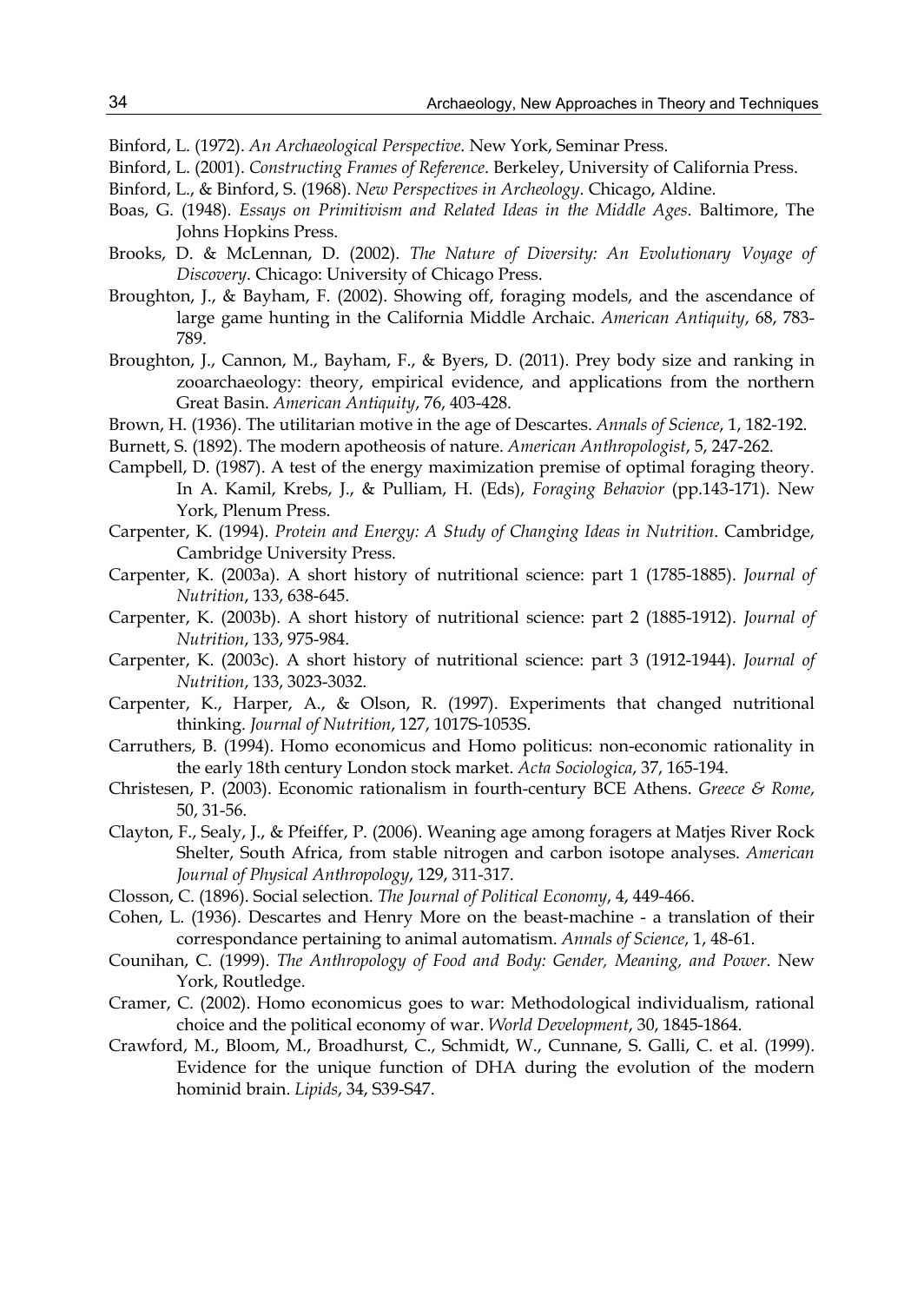Binford, L. (1972). *An Archaeological Perspective*. New York, Seminar Press.

Binford, L. (2001). *Constructing Frames of Reference*. Berkeley, University of California Press.

Binford, L., & Binford, S. (1968). *New Perspectives in Archeology*. Chicago, Aldine.

Boas, G. (1948). *Essays on Primitivism and Related Ideas in the Middle Ages*. Baltimore, The Johns Hopkins Press.

Brooks, D. & McLennan, D. (2002). *The Nature of Diversity: An Evolutionary Voyage of Discovery*. Chicago: University of Chicago Press.

Broughton, J., & Bayham, F. (2002). Showing off, foraging models, and the ascendance of large game hunting in the California Middle Archaic. *American Antiquity*, 68, 783-789.

Broughton, J., Cannon, M., Bayham, F., & Byers, D. (2011). Prey body size and ranking in zooarchaeology: theory, empirical evidence, and applications from the northern Great Basin. *American Antiquity*, 76, 403-428.

Brown, H. (1936). The utilitarian motive in the age of Descartes. *Annals of Science*, 1, 182-192.

Burnett, S. (1892). The modern apotheosis of nature. *American Anthropologist*, 5, 247-262.

Campbell, D. (1987). A test of the energy maximization premise of optimal foraging theory. In A. Kamil, Krebs, J., & Pulliam, H. (Eds), *Foraging Behavior* (pp.143-171). New York, Plenum Press.

Carpenter, K. (1994). *Protein and Energy: A Study of Changing Ideas in Nutrition*. Cambridge, Cambridge University Press.

Carpenter, K. (2003a). A short history of nutritional science: part 1 (1785-1885). *Journal of Nutrition*, 133, 638-645.

Carpenter, K. (2003b). A short history of nutritional science: part 2 (1885-1912). *Journal of Nutrition*, 133, 975-984.

Carpenter, K. (2003c). A short history of nutritional science: part 3 (1912-1944). *Journal of Nutrition*, 133, 3023-3032.

Carpenter, K., Harper, A., & Olson, R. (1997). Experiments that changed nutritional thinking. *Journal of Nutrition*, 127, 1017S-1053S.

Carruthers, B. (1994). Homo economicus and Homo politicus: non-economic rationality in the early 18th century London stock market. *Acta Sociologica*, 37, 165-194.

Christesen, P. (2003). Economic rationalism in fourth-century BCE Athens. *Greece & Rome*, 50, 31-56.

Clayton, F., Sealy, J., & Pfeiffer, P. (2006). Weaning age among foragers at Matjes River Rock Shelter, South Africa, from stable nitrogen and carbon isotope analyses. *American Journal of Physical Anthropology*, 129, 311-317.

Closson, C. (1896). Social selection. *The Journal of Political Economy*, 4, 449-466.

Cohen, L. (1936). Descartes and Henry More on the beast-machine - a translation of their correspondance pertaining to animal automatism. *Annals of Science*, 1, 48-61.

Counihan, C. (1999). *The Anthropology of Food and Body: Gender, Meaning, and Power*. New York, Routledge.

Cramer, C. (2002). Homo economicus goes to war: Methodological individualism, rational choice and the political economy of war. *World Development*, 30, 1845-1864.

Crawford, M., Bloom, M., Broadhurst, C., Schmidt, W., Cunnane, S. Galli, C. et al. (1999). Evidence for the unique function of DHA during the evolution of the modern hominid brain. *Lipids*, 34, S39-S47.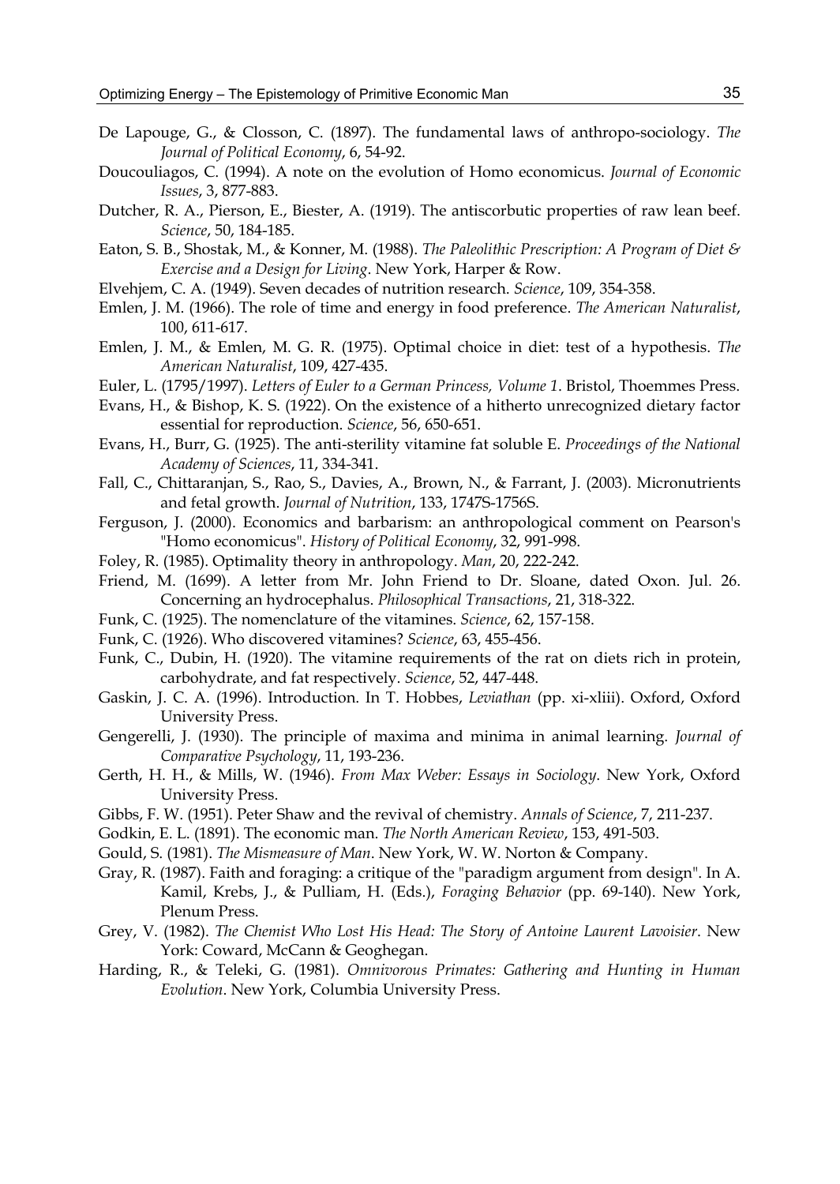De Lapouge, G., & Closson, C. (1897). The fundamental laws of anthropo-sociology. *The Journal of Political Economy*, 6, 54-92.

Doucouliagos, C. (1994). A note on the evolution of Homo economicus. *Journal of Economic Issues*, 3, 877-883.

Dutcher, R. A., Pierson, E., Biester, A. (1919). The antiscorbutic properties of raw lean beef. *Science*, 50, 184-185.

Eaton, S. B., Shostak, M., & Konner, M. (1988). *The Paleolithic Prescription: A Program of Diet & Exercise and a Design for Living*. New York, Harper & Row.

Elvehjem, C. A. (1949). Seven decades of nutrition research. *Science*, 109, 354-358.

Emlen, J. M. (1966). The role of time and energy in food preference. *The American Naturalist*, 100, 611-617.

Emlen, J. M., & Emlen, M. G. R. (1975). Optimal choice in diet: test of a hypothesis. *The American Naturalist*, 109, 427-435.

Euler, L. (1795/1997). *Letters of Euler to a German Princess, Volume 1*. Bristol, Thoemmes Press.

Evans, H., & Bishop, K. S. (1922). On the existence of a hitherto unrecognized dietary factor essential for reproduction. *Science*, 56, 650-651.

Evans, H., Burr, G. (1925). The anti-sterility vitamine fat soluble E. *Proceedings of the National Academy of Sciences*, 11, 334-341.

Fall, C., Chittaranjan, S., Rao, S., Davies, A., Brown, N., & Farrant, J. (2003). Micronutrients and fetal growth. *Journal of Nutrition*, 133, 1747S-1756S.

Ferguson, J. (2000). Economics and barbarism: an anthropological comment on Pearson's "Homo economicus". *History of Political Economy*, 32, 991-998.

Foley, R. (1985). Optimality theory in anthropology. *Man*, 20, 222-242.

Friend, M. (1699). A letter from Mr. John Friend to Dr. Sloane, dated Oxon. Jul. 26. Concerning an hydrocephalus. *Philosophical Transactions*, 21, 318-322.

Funk, C. (1925). The nomenclature of the vitamines. *Science*, 62, 157-158.

Funk, C. (1926). Who discovered vitamines? *Science*, 63, 455-456.

Funk, C., Dubin, H. (1920). The vitamine requirements of the rat on diets rich in protein, carbohydrate, and fat respectively. *Science*, 52, 447-448.

Gaskin, J. C. A. (1996). Introduction. In T. Hobbes, *Leviathan* (pp. xi-xliii). Oxford, Oxford University Press.

Gengerelli, J. (1930). The principle of maxima and minima in animal learning. *Journal of Comparative Psychology*, 11, 193-236.

Gerth, H. H., & Mills, W. (1946). *From Max Weber: Essays in Sociology*. New York, Oxford University Press.

Gibbs, F. W. (1951). Peter Shaw and the revival of chemistry. *Annals of Science*, 7, 211-237.

Godkin, E. L. (1891). The economic man. *The North American Review*, 153, 491-503.

Gould, S. (1981). *The Mismeasure of Man*. New York, W. W. Norton & Company.

Gray, R. (1987). Faith and foraging: a critique of the "paradigm argument from design". In A. Kamil, Krebs, J., & Pulliam, H. (Eds.), *Foraging Behavior* (pp. 69-140). New York, Plenum Press.

Grey, V. (1982). *The Chemist Who Lost His Head: The Story of Antoine Laurent Lavoisier*. New York: Coward, McCann & Geoghegan.

Harding, R., & Teleki, G. (1981). *Omnivorous Primates: Gathering and Hunting in Human Evolution*. New York, Columbia University Press.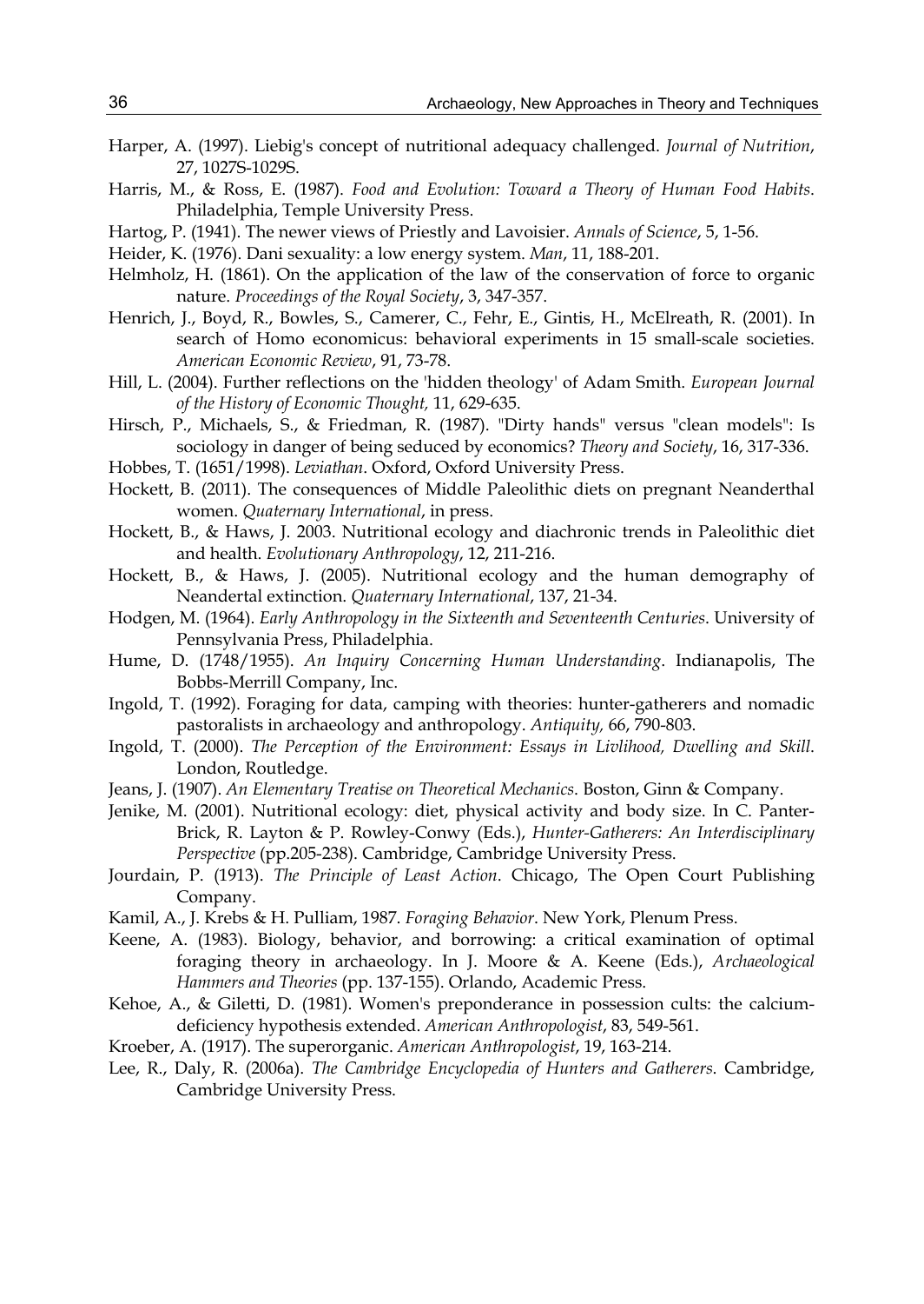Harper, A. (1997). Liebig's concept of nutritional adequacy challenged. *Journal of Nutrition*, 27, 1027S-1029S.

Harris, M., & Ross, E. (1987). *Food and Evolution: Toward a Theory of Human Food Habits*. Philadelphia, Temple University Press.

Hartog, P. (1941). The newer views of Priestly and Lavoisier. *Annals of Science*, 5, 1-56.

Heider, K. (1976). Dani sexuality: a low energy system. *Man*, 11, 188-201.

Helmholz, H. (1861). On the application of the law of the conservation of force to organic nature. *Proceedings of the Royal Society*, 3, 347-357.

Henrich, J., Boyd, R., Bowles, S., Camerer, C., Fehr, E., Gintis, H., McElreath, R. (2001). In search of Homo economicus: behavioral experiments in 15 small-scale societies. *American Economic Review*, 91, 73-78.

Hill, L. (2004). Further reflections on the 'hidden theology' of Adam Smith. *European Journal of the History of Economic Thought,* 11, 629-635.

Hirsch, P., Michaels, S., & Friedman, R. (1987). "Dirty hands" versus "clean models": Is sociology in danger of being seduced by economics? *Theory and Society*, 16, 317-336.

Hobbes, T. (1651/1998). *Leviathan*. Oxford, Oxford University Press.

Hockett, B. (2011). The consequences of Middle Paleolithic diets on pregnant Neanderthal women. *Quaternary International*, in press.

Hockett, B., & Haws, J. 2003. Nutritional ecology and diachronic trends in Paleolithic diet and health. *Evolutionary Anthropology*, 12, 211-216.

Hockett, B., & Haws, J. (2005). Nutritional ecology and the human demography of Neandertal extinction. *Quaternary International*, 137, 21-34.

Hodgen, M. (1964). *Early Anthropology in the Sixteenth and Seventeenth Centuries*. University of Pennsylvania Press, Philadelphia.

Hume, D. (1748/1955). *An Inquiry Concerning Human Understanding*. Indianapolis, The Bobbs-Merrill Company, Inc.

Ingold, T. (1992). Foraging for data, camping with theories: hunter-gatherers and nomadic pastoralists in archaeology and anthropology. *Antiquity,* 66, 790-803.

Ingold, T. (2000). *The Perception of the Environment: Essays in Livlihood, Dwelling and Skill*. London, Routledge.

Jeans, J. (1907). *An Elementary Treatise on Theoretical Mechanics*. Boston, Ginn & Company.

Jenike, M. (2001). Nutritional ecology: diet, physical activity and body size. In C. Panter-Brick, R. Layton & P. Rowley-Conwy (Eds.), *Hunter-Gatherers: An Interdisciplinary Perspective* (pp.205-238). Cambridge, Cambridge University Press.

Jourdain, P. (1913). *The Principle of Least Action*. Chicago, The Open Court Publishing Company.

Kamil, A., J. Krebs & H. Pulliam, 1987. *Foraging Behavior*. New York, Plenum Press.

Keene, A. (1983). Biology, behavior, and borrowing: a critical examination of optimal foraging theory in archaeology. In J. Moore & A. Keene (Eds.), *Archaeological Hammers and Theories* (pp. 137-155). Orlando, Academic Press.

Kehoe, A., & Giletti, D. (1981). Women's preponderance in possession cults: the calcium-deficiency hypothesis extended. *American Anthropologist*, 83, 549-561.

Kroeber, A. (1917). The superorganic. *American Anthropologist*, 19, 163-214.

Lee, R., Daly, R. (2006a). *The Cambridge Encyclopedia of Hunters and Gatherers.* Cambridge, Cambridge University Press.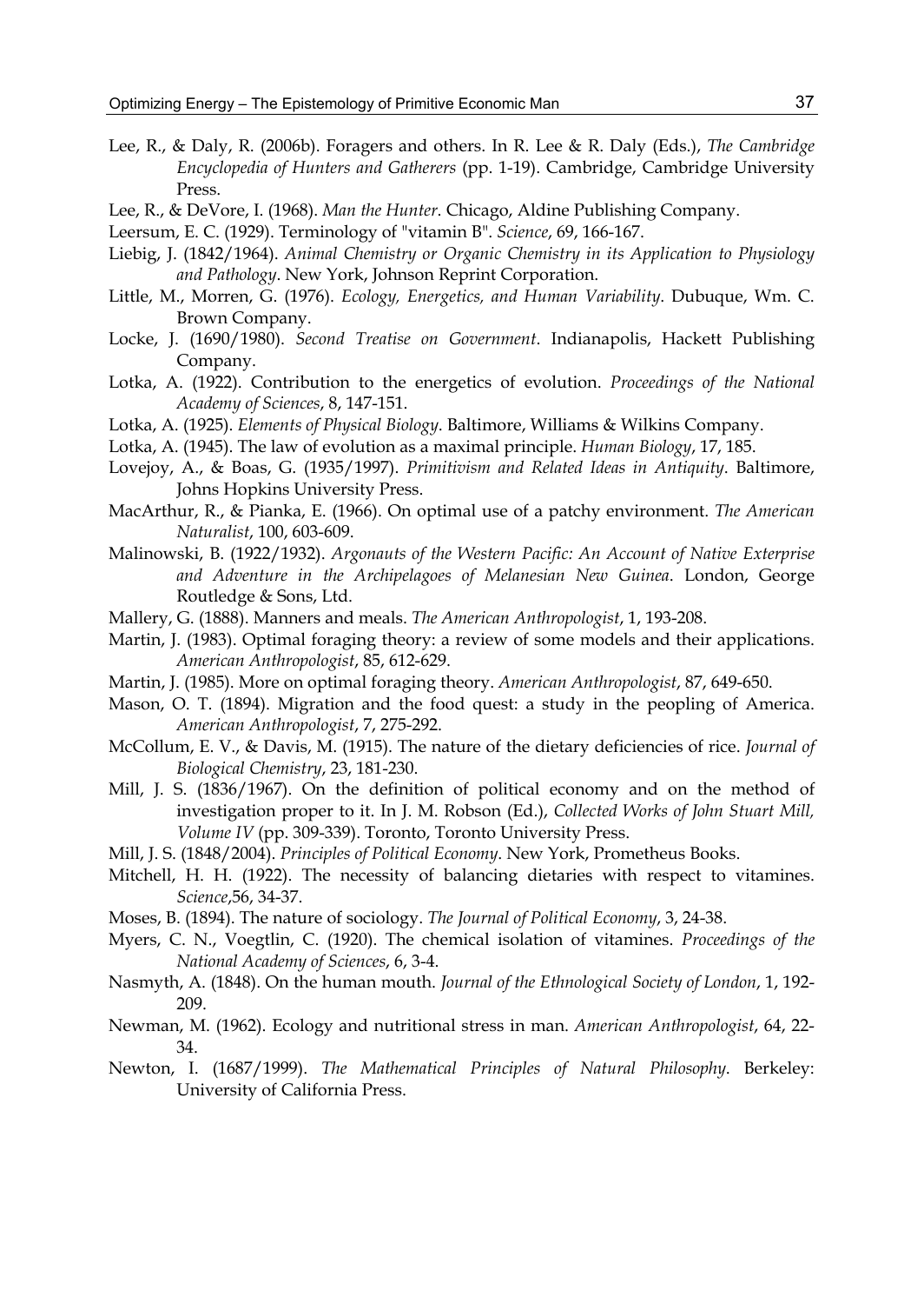Lee, R., & Daly, R. (2006b). Foragers and others. In R. Lee & R. Daly (Eds.), *The Cambridge Encyclopedia of Hunters and Gatherers* (pp. 1-19). Cambridge, Cambridge University Press.

Lee, R., & DeVore, I. (1968). *Man the Hunter*. Chicago, Aldine Publishing Company.

Leersum, E. C. (1929). Terminology of "vitamin B". *Science*, 69, 166-167.

Liebig, J. (1842/1964). *Animal Chemistry or Organic Chemistry in its Application to Physiology and Pathology*. New York, Johnson Reprint Corporation.

Little, M., Morren, G. (1976). *Ecology, Energetics, and Human Variability*. Dubuque, Wm. C. Brown Company.

Locke, J. (1690/1980). *Second Treatise on Government*. Indianapolis, Hackett Publishing Company.

Lotka, A. (1922). Contribution to the energetics of evolution. *Proceedings of the National Academy of Sciences*, 8, 147-151.

Lotka, A. (1925). *Elements of Physical Biology*. Baltimore, Williams & Wilkins Company.

Lotka, A. (1945). The law of evolution as a maximal principle. *Human Biology*, 17, 185.

Lovejoy, A., & Boas, G. (1935/1997). *Primitivism and Related Ideas in Antiquity*. Baltimore, Johns Hopkins University Press.

MacArthur, R., & Pianka, E. (1966). On optimal use of a patchy environment. *The American Naturalist*, 100, 603-609.

Malinowski, B. (1922/1932). *Argonauts of the Western Pacific: An Account of Native Exterprise and Adventure in the Archipelagoes of Melanesian New Guinea*. London, George Routledge & Sons, Ltd.

Mallery, G. (1888). Manners and meals. *The American Anthropologist*, 1, 193-208.

Martin, J. (1983). Optimal foraging theory: a review of some models and their applications. *American Anthropologist*, 85, 612-629.

Martin, J. (1985). More on optimal foraging theory. *American Anthropologist*, 87, 649-650.

Mason, O. T. (1894). Migration and the food quest: a study in the peopling of America. *American Anthropologist*, 7, 275-292.

McCollum, E. V., & Davis, M. (1915). The nature of the dietary deficiencies of rice. *Journal of Biological Chemistry*, 23, 181-230.

Mill, J. S. (1836/1967). On the definition of political economy and on the method of investigation proper to it. In J. M. Robson (Ed.), *Collected Works of John Stuart Mill, Volume IV* (pp. 309-339). Toronto, Toronto University Press.

Mill, J. S. (1848/2004). *Principles of Political Economy*. New York, Prometheus Books.

Mitchell, H. H. (1922). The necessity of balancing dietaries with respect to vitamines. *Science*,56, 34-37.

Moses, B. (1894). The nature of sociology. *The Journal of Political Economy*, 3, 24-38.

Myers, C. N., Voegtlin, C. (1920). The chemical isolation of vitamines. *Proceedings of the National Academy of Sciences*, 6, 3-4.

Nasmyth, A. (1848). On the human mouth. *Journal of the Ethnological Society of London*, 1, 192-209.

Newman, M. (1962). Ecology and nutritional stress in man. *American Anthropologist*, 64, 22-34.

Newton, I. (1687/1999). *The Mathematical Principles of Natural Philosophy*. Berkeley: University of California Press.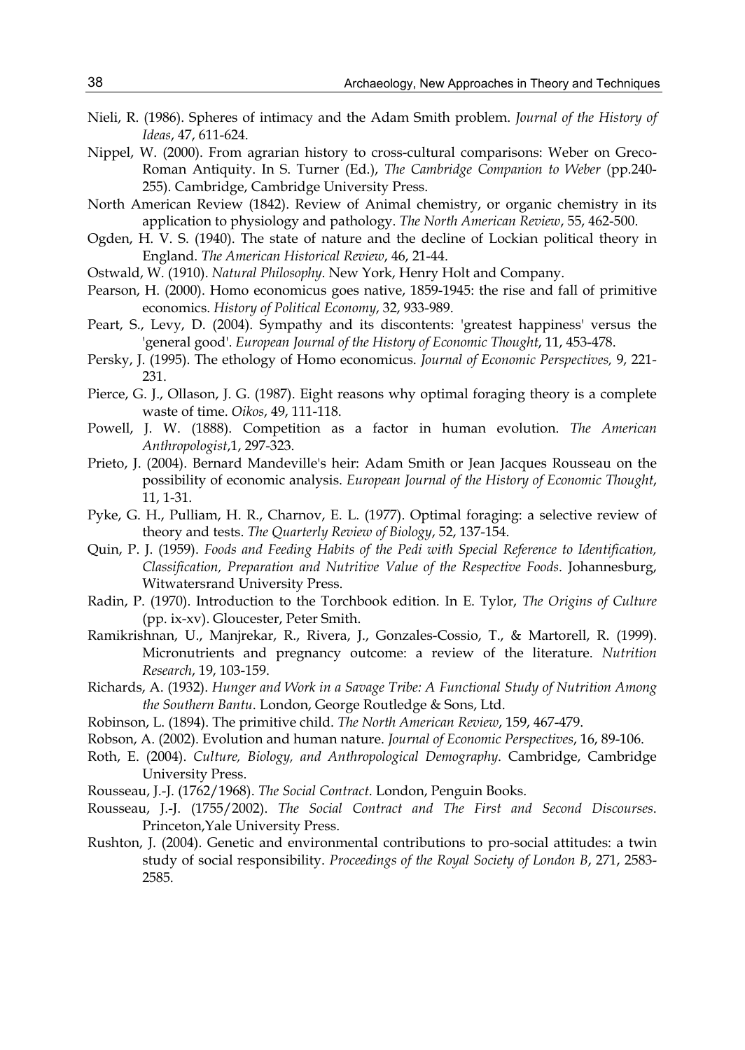Nieli, R. (1986). Spheres of intimacy and the Adam Smith problem. *Journal of the History of Ideas*, 47, 611-624.

Nippel, W. (2000). From agrarian history to cross-cultural comparisons: Weber on Greco-Roman Antiquity. In S. Turner (Ed.), *The Cambridge Companion to Weber* (pp.240-255). Cambridge, Cambridge University Press.

North American Review (1842). Review of Animal chemistry, or organic chemistry in its application to physiology and pathology. *The North American Review*, 55, 462-500.

Ogden, H. V. S. (1940). The state of nature and the decline of Lockian political theory in England. *The American Historical Review*, 46, 21-44.

Ostwald, W. (1910). *Natural Philosophy*. New York, Henry Holt and Company.

Pearson, H. (2000). Homo economicus goes native, 1859-1945: the rise and fall of primitive economics. *History of Political Economy*, 32, 933-989.

Peart, S., Levy, D. (2004). Sympathy and its discontents: 'greatest happiness' versus the 'general good'. *European Journal of the History of Economic Thought*, 11, 453-478.

Persky, J. (1995). The ethology of Homo economicus. *Journal of Economic Perspectives,* 9, 221-231.

Pierce, G. J., Ollason, J. G. (1987). Eight reasons why optimal foraging theory is a complete waste of time. *Oikos*, 49, 111-118.

Powell, J. W. (1888). Competition as a factor in human evolution. *The American Anthropologist*,1, 297-323.

Prieto, J. (2004). Bernard Mandeville's heir: Adam Smith or Jean Jacques Rousseau on the possibility of economic analysis. *European Journal of the History of Economic Thought*, 11, 1-31.

Pyke, G. H., Pulliam, H. R., Charnov, E. L. (1977). Optimal foraging: a selective review of theory and tests. *The Quarterly Review of Biology*, 52, 137-154.

Quin, P. J. (1959). *Foods and Feeding Habits of the Pedi with Special Reference to Identification, Classification, Preparation and Nutritive Value of the Respective Foods*. Johannesburg, Witwatersrand University Press.

Radin, P. (1970). Introduction to the Torchbook edition. In E. Tylor, *The Origins of Culture* (pp. ix-xv). Gloucester, Peter Smith.

Ramikrishnan, U., Manjrekar, R., Rivera, J., Gonzales-Cossio, T., & Martorell, R. (1999). Micronutrients and pregnancy outcome: a review of the literature. *Nutrition Research*, 19, 103-159.

Richards, A. (1932). *Hunger and Work in a Savage Tribe: A Functional Study of Nutrition Among the Southern Bantu*. London, George Routledge & Sons, Ltd.

Robinson, L. (1894). The primitive child. *The North American Review*, 159, 467-479.

Robson, A. (2002). Evolution and human nature. *Journal of Economic Perspectives*, 16, 89-106.

Roth, E. (2004). *Culture, Biology, and Anthropological Demography*. Cambridge, Cambridge University Press.

Rousseau, J.-J. (1762/1968). *The Social Contract*. London, Penguin Books.

Rousseau, J.-J. (1755/2002). *The Social Contract and The First and Second Discourses*. Princeton,Yale University Press.

Rushton, J. (2004). Genetic and environmental contributions to pro-social attitudes: a twin study of social responsibility. *Proceedings of the Royal Society of London B*, 271, 2583-2585.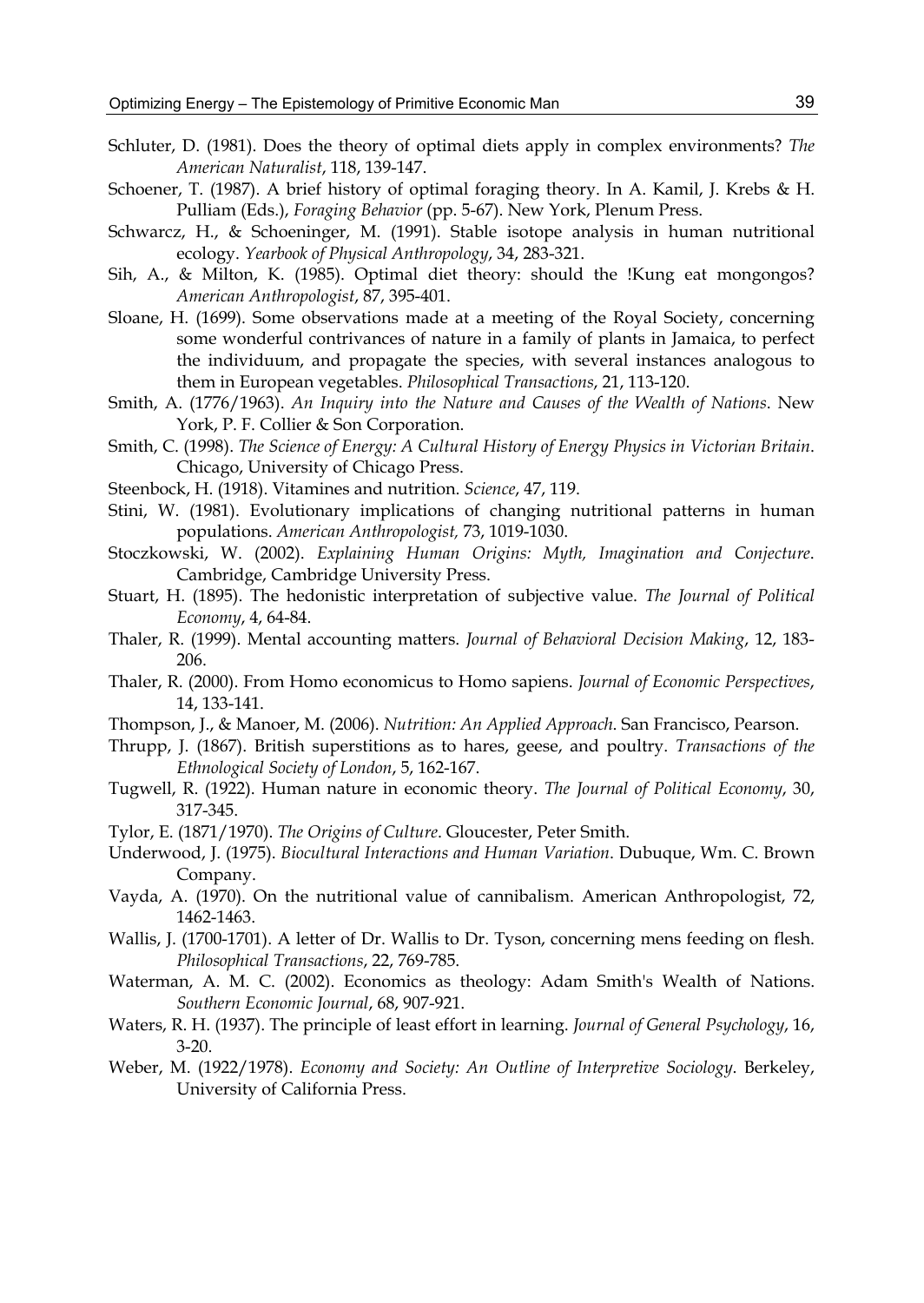Schluter, D. (1981). Does the theory of optimal diets apply in complex environments? *The American Naturalist*, 118, 139-147.

Schoener, T. (1987). A brief history of optimal foraging theory. In A. Kamil, J. Krebs & H. Pulliam (Eds.), *Foraging Behavior* (pp. 5-67). New York, Plenum Press.

Schwarcz, H., & Schoeninger, M. (1991). Stable isotope analysis in human nutritional ecology. *Yearbook of Physical Anthropology*, 34, 283-321.

Sih, A., & Milton, K. (1985). Optimal diet theory: should the !Kung eat mongongos? *American Anthropologist*, 87, 395-401.

Sloane, H. (1699). Some observations made at a meeting of the Royal Society, concerning some wonderful contrivances of nature in a family of plants in Jamaica, to perfect the individuum, and propagate the species, with several instances analogous to them in European vegetables. *Philosophical Transactions*, 21, 113-120.

Smith, A. (1776/1963). *An Inquiry into the Nature and Causes of the Wealth of Nations*. New York, P. F. Collier & Son Corporation.

Smith, C. (1998). *The Science of Energy: A Cultural History of Energy Physics in Victorian Britain*. Chicago, University of Chicago Press.

Steenbock, H. (1918). Vitamines and nutrition. *Science*, 47, 119.

Stini, W. (1981). Evolutionary implications of changing nutritional patterns in human populations. *American Anthropologist,* 73, 1019-1030.

Stoczkowski, W. (2002). *Explaining Human Origins: Myth, Imagination and Conjecture*. Cambridge, Cambridge University Press.

Stuart, H. (1895). The hedonistic interpretation of subjective value. *The Journal of Political Economy*, 4, 64-84.

Thaler, R. (1999). Mental accounting matters. *Journal of Behavioral Decision Making*, 12, 183-206.

Thaler, R. (2000). From Homo economicus to Homo sapiens. *Journal of Economic Perspectives*, 14, 133-141.

Thompson, J., & Manoer, M. (2006). *Nutrition: An Applied Approach*. San Francisco, Pearson.

Thrupp, J. (1867). British superstitions as to hares, geese, and poultry. *Transactions of the Ethnological Society of London*, 5, 162-167.

Tugwell, R. (1922). Human nature in economic theory. *The Journal of Political Economy*, 30, 317-345.

Tylor, E. (1871/1970). *The Origins of Culture*. Gloucester, Peter Smith.

Underwood, J. (1975). *Biocultural Interactions and Human Variation*. Dubuque, Wm. C. Brown Company.

Vayda, A. (1970). On the nutritional value of cannibalism. American Anthropologist, 72, 1462-1463.

Wallis, J. (1700-1701). A letter of Dr. Wallis to Dr. Tyson, concerning mens feeding on flesh. *Philosophical Transactions*, 22, 769-785.

Waterman, A. M. C. (2002). Economics as theology: Adam Smith's Wealth of Nations. *Southern Economic Journal*, 68, 907-921.

Waters, R. H. (1937). The principle of least effort in learning. *Journal of General Psychology*, 16, 3-20.

Weber, M. (1922/1978). *Economy and Society: An Outline of Interpretive Sociology*. Berkeley, University of California Press.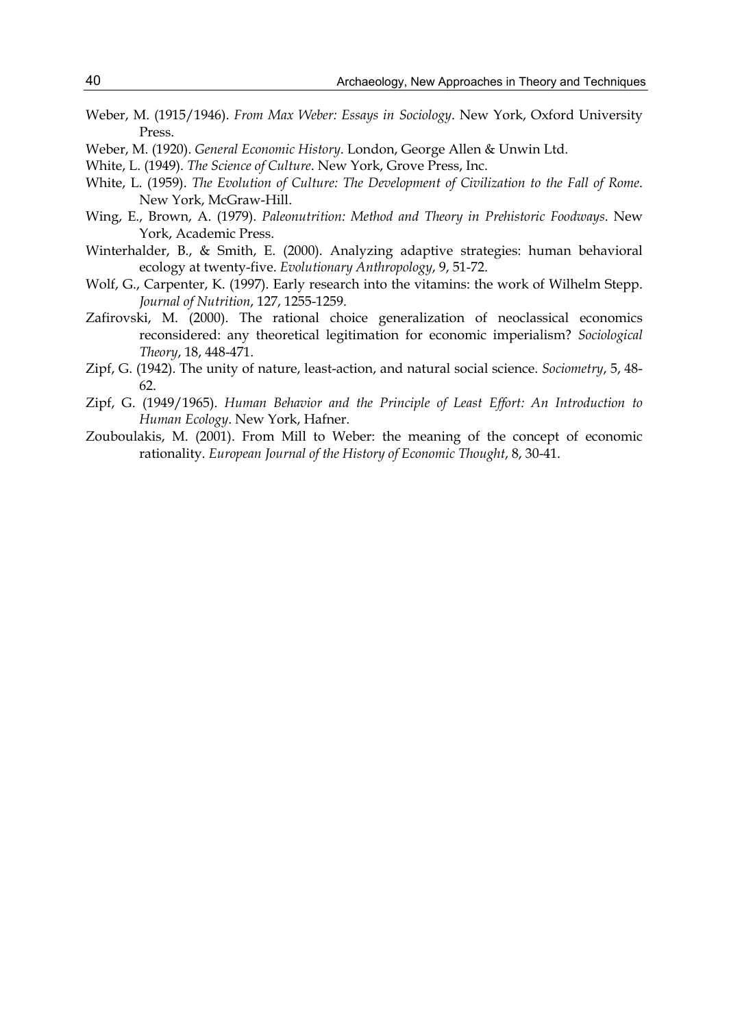Weber, M. (1915/1946). *From Max Weber: Essays in Sociology*. New York, Oxford University Press.

Weber, M. (1920). *General Economic History*. London, George Allen & Unwin Ltd.

White, L. (1949). *The Science of Culture*. New York, Grove Press, Inc.

White, L. (1959). *The Evolution of Culture: The Development of Civilization to the Fall of Rome*. New York, McGraw-Hill.

Wing, E., Brown, A. (1979). *Paleonutrition: Method and Theory in Prehistoric Foodways*. New York, Academic Press.

Winterhalder, B., & Smith, E. (2000). Analyzing adaptive strategies: human behavioral ecology at twenty-five. *Evolutionary Anthropology*, 9, 51-72.

Wolf, G., Carpenter, K. (1997). Early research into the vitamins: the work of Wilhelm Stepp. *Journal of Nutrition*, 127, 1255-1259.

Zafirovski, M. (2000). The rational choice generalization of neoclassical economics reconsidered: any theoretical legitimation for economic imperialism? *Sociological Theory*, 18, 448-471.

Zipf, G. (1942). The unity of nature, least-action, and natural social science. *Sociometry*, 5, 48-62.

Zipf, G. (1949/1965). *Human Behavior and the Principle of Least Effort: An Introduction to Human Ecology*. New York, Hafner.

Zouboulakis, M. (2001). From Mill to Weber: the meaning of the concept of economic rationality. *European Journal of the History of Economic Thought*, 8, 30-41.